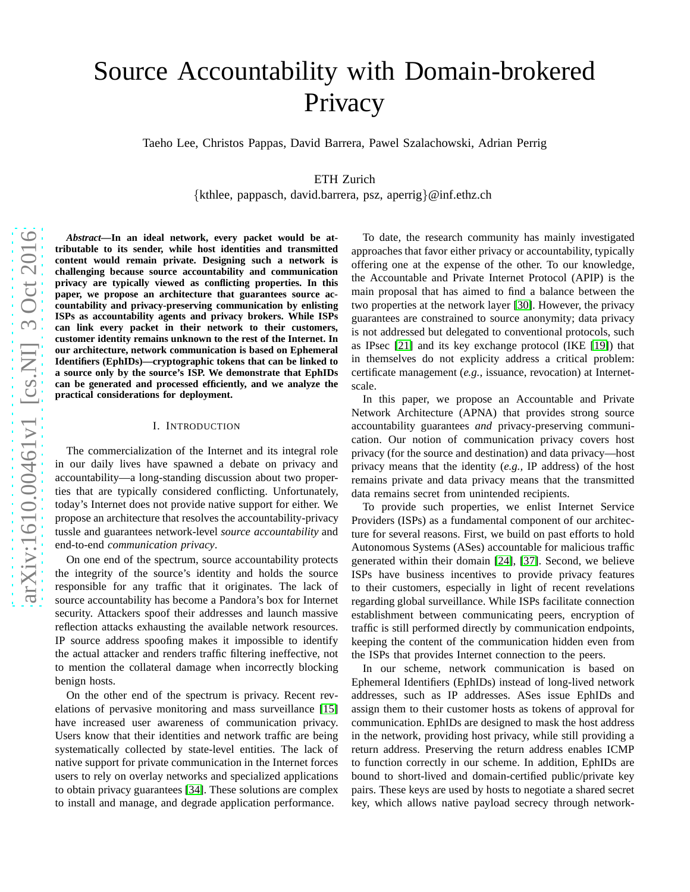# Source Accountability with Domain-brokered Privacy

Taeho Lee, Christos Pappas, David Barrera, Pawel Szalachowski, Adrian Perrig

ETH Zurich

{kthlee, pappasch, david.barrera, psz, aperrig}@inf.ethz.ch

***Abstract*—In an ideal network, every packet would be attributable to its sender, while host identities and transmitted content would remain private. Designing such a network is challenging because source accountability and communication privacy are typically viewed as conflicting properties. In this paper, we propose an architecture that guarantees source accountability and privacy-preserving communication by enlisting ISPs as accountability agents and privacy brokers. While ISPs can link every packet in their network to their customers, customer identity remains unknown to the rest of the Internet. In our architecture, network communication is based on Ephemeral Identifiers (EphIDs)—cryptographic tokens that can be linked to a source only by the source's ISP. We demonstrate that EphIDs can be generated and processed efficiently, and we analyze the practical considerations for deployment.**

## I. Introduction

The commercialization of the Internet and its integral role in our daily lives have spawned a debate on privacy and accountability—a long-standing discussion about two properties that are typically considered conflicting. Unfortunately, today's Internet does not provide native support for either. We propose an architecture that resolves the accountability-privacy tussle and guarantees network-level *source accountability* and end-to-end *communication privacy*.

On one end of the spectrum, source accountability protects the integrity of the source's identity and holds the source responsible for any traffic that it originates. The lack of source accountability has become a Pandora's box for Internet security. Attackers spoof their addresses and launch massive reflection attacks exhausting the available network resources. IP source address spoofing makes it impossible to identify the actual attacker and renders traffic filtering ineffective, not to mention the collateral damage when incorrectly blocking benign hosts.

On the other end of the spectrum is privacy. Recent revelations of pervasive monitoring and mass surveillance [15] have increased user awareness of communication privacy. Users know that their identities and network traffic are being systematically collected by state-level entities. The lack of native support for private communication in the Internet forces users to rely on overlay networks and specialized applications to obtain privacy guarantees [34]. These solutions are complex to install and manage, and degrade application performance.

To date, the research community has mainly investigated approaches that favor either privacy or accountability, typically offering one at the expense of the other. To our knowledge, the Accountable and Private Internet Protocol (APIP) is the main proposal that has aimed to find a balance between the two properties at the network layer [30]. However, the privacy guarantees are constrained to source anonymity; data privacy is not addressed but delegated to conventional protocols, such as IPsec [21] and its key exchange protocol (IKE [19]) that in themselves do not explicity address a critical problem: certificate management (*e.g.,* issuance, revocation) at Internet-scale.

In this paper, we propose an Accountable and Private Network Architecture (APNA) that provides strong source accountability guarantees *and* privacy-preserving communication. Our notion of communication privacy covers host privacy (for the source and destination) and data privacy—host privacy means that the identity (*e.g.,* IP address) of the host remains private and data privacy means that the transmitted data remains secret from unintended recipients.

To provide such properties, we enlist Internet Service Providers (ISPs) as a fundamental component of our architecture for several reasons. First, we build on past efforts to hold Autonomous Systems (ASes) accountable for malicious traffic generated within their domain [24], [37]. Second, we believe ISPs have business incentives to provide privacy features to their customers, especially in light of recent revelations regarding global surveillance. While ISPs facilitate connection establishment between communicating peers, encryption of traffic is still performed directly by communication endpoints, keeping the content of the communication hidden even from the ISPs that provides Internet connection to the peers.

In our scheme, network communication is based on Ephemeral Identifiers (EphIDs) instead of long-lived network addresses, such as IP addresses. ASes issue EphIDs and assign them to their customer hosts as tokens of approval for communication. EphIDs are designed to mask the host address in the network, providing host privacy, while still providing a return address. Preserving the return address enables ICMP to function correctly in our scheme. In addition, EphIDs are bound to short-lived and domain-certified public/private key pairs. These keys are used by hosts to negotiate a shared secret key, which allows native payload secrecy through network-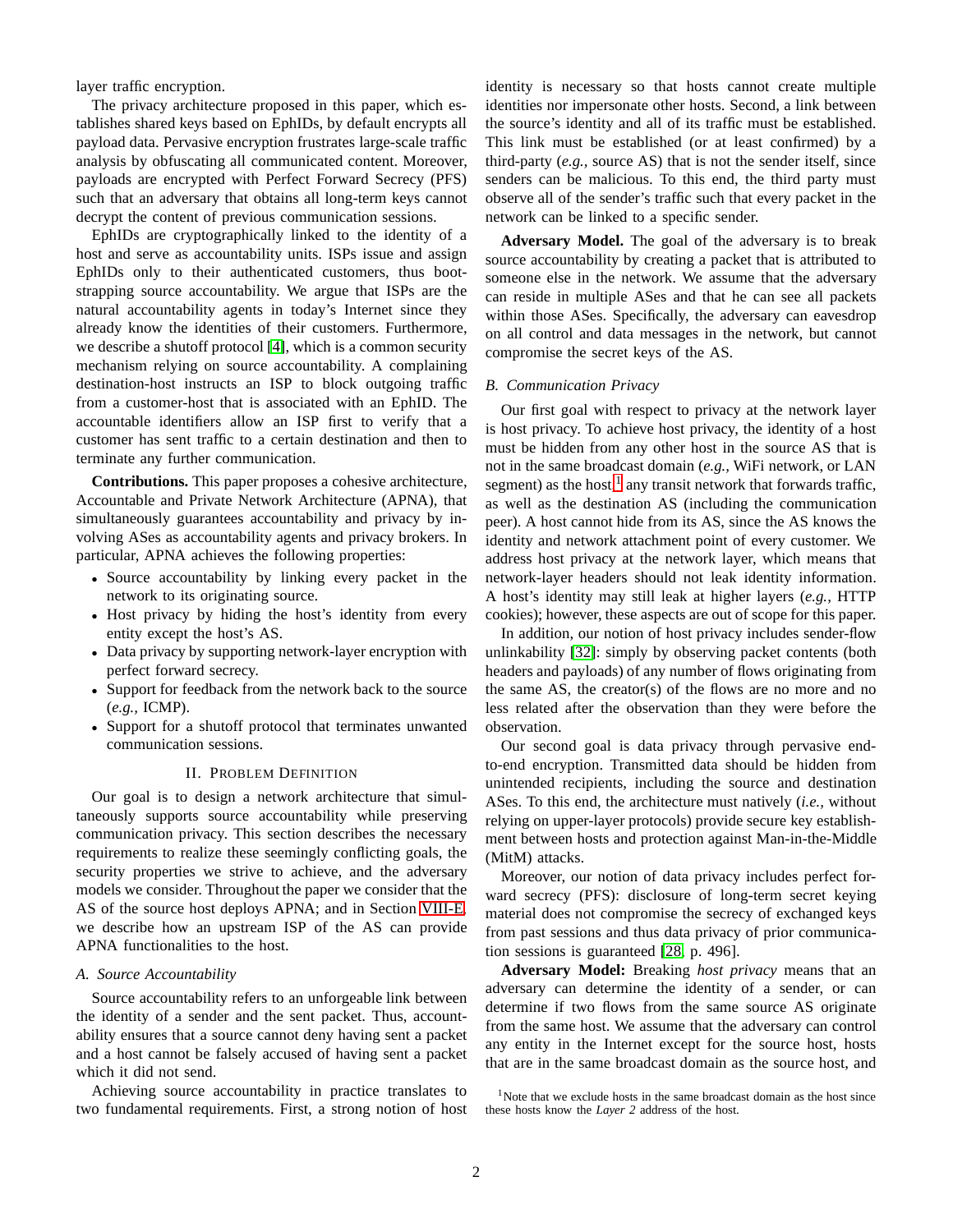layer traffic encryption.

The privacy architecture proposed in this paper, which establishes shared keys based on EphIDs, by default encrypts all payload data. Pervasive encryption frustrates large-scale traffic analysis by obfuscating all communicated content. Moreover, payloads are encrypted with Perfect Forward Secrecy (PFS) such that an adversary that obtains all long-term keys cannot decrypt the content of previous communication sessions.

EphIDs are cryptographically linked to the identity of a host and serve as accountability units. ISPs issue and assign EphIDs only to their authenticated customers, thus bootstrapping source accountability. We argue that ISPs are the natural accountability agents in today's Internet since they already know the identities of their customers. Furthermore, we describe a shutoff protocol [4], which is a common security mechanism relying on source accountability. A complaining destination-host instructs an ISP to block outgoing traffic from a customer-host that is associated with an EphID. The accountable identifiers allow an ISP first to verify that a customer has sent traffic to a certain destination and then to terminate any further communication.

**Contributions.** This paper proposes a cohesive architecture, Accountable and Private Network Architecture (APNA), that simultaneously guarantees accountability and privacy by involving ASes as accountability agents and privacy brokers. In particular, APNA achieves the following properties:

- Source accountability by linking every packet in the network to its originating source.
- Host privacy by hiding the host's identity from every entity except the host's AS.
- Data privacy by supporting network-layer encryption with perfect forward secrecy.
- Support for feedback from the network back to the source (*e.g.,* ICMP).
- Support for a shutoff protocol that terminates unwanted communication sessions.

## II. Problem Definition

Our goal is to design a network architecture that simultaneously supports source accountability while preserving communication privacy. This section describes the necessary requirements to realize these seemingly conflicting goals, the security properties we strive to achieve, and the adversary models we consider. Throughout the paper we consider that the AS of the source host deploys APNA; and in Section VIII-E, we describe how an upstream ISP of the AS can provide APNA functionalities to the host.

### A. Source Accountability

Source accountability refers to an unforgeable link between the identity of a sender and the sent packet. Thus, accountability ensures that a source cannot deny having sent a packet and a host cannot be falsely accused of having sent a packet which it did not send.

Achieving source accountability in practice translates to two fundamental requirements. First, a strong notion of host identity is necessary so that hosts cannot create multiple identities nor impersonate other hosts. Second, a link between the source's identity and all of its traffic must be established. This link must be established (or at least confirmed) by a third-party (*e.g.,* source AS) that is not the sender itself, since senders can be malicious. To this end, the third party must observe all of the sender's traffic such that every packet in the network can be linked to a specific sender.

**Adversary Model.** The goal of the adversary is to break source accountability by creating a packet that is attributed to someone else in the network. We assume that the adversary can reside in multiple ASes and that he can see all packets within those ASes. Specifically, the adversary can eavesdrop on all control and data messages in the network, but cannot compromise the secret keys of the AS.

### B. Communication Privacy

Our first goal with respect to privacy at the network layer is host privacy. To achieve host privacy, the identity of a host must be hidden from any other host in the source AS that is not in the same broadcast domain (*e.g.,* WiFi network, or LAN segment) as the host,[1] any transit network that forwards traffic, as well as the destination AS (including the communication peer). A host cannot hide from its AS, since the AS knows the identity and network attachment point of every customer. We address host privacy at the network layer, which means that network-layer headers should not leak identity information. A host's identity may still leak at higher layers (*e.g.,* HTTP cookies); however, these aspects are out of scope for this paper.

In addition, our notion of host privacy includes sender-flow unlinkability [32]: simply by observing packet contents (both headers and payloads) of any number of flows originating from the same AS, the creator(s) of the flows are no more and no less related after the observation than they were before the observation.

Our second goal is data privacy through pervasive end-to-end encryption. Transmitted data should be hidden from unintended recipients, including the source and destination ASes. To this end, the architecture must natively (*i.e.,* without relying on upper-layer protocols) provide secure key establishment between hosts and protection against Man-in-the-Middle (MitM) attacks.

Moreover, our notion of data privacy includes perfect forward secrecy (PFS): disclosure of long-term secret keying material does not compromise the secrecy of exchanged keys from past sessions and thus data privacy of prior communication sessions is guaranteed [28, p. 496].

**Adversary Model:** Breaking *host privacy* means that an adversary can determine the identity of a sender, or can determine if two flows from the same source AS originate from the same host. We assume that the adversary can control any entity in the Internet except for the source host, hosts that are in the same broadcast domain as the source host, and

[1] Note that we exclude hosts in the same broadcast domain as the host since these hosts know the *Layer 2* address of the host.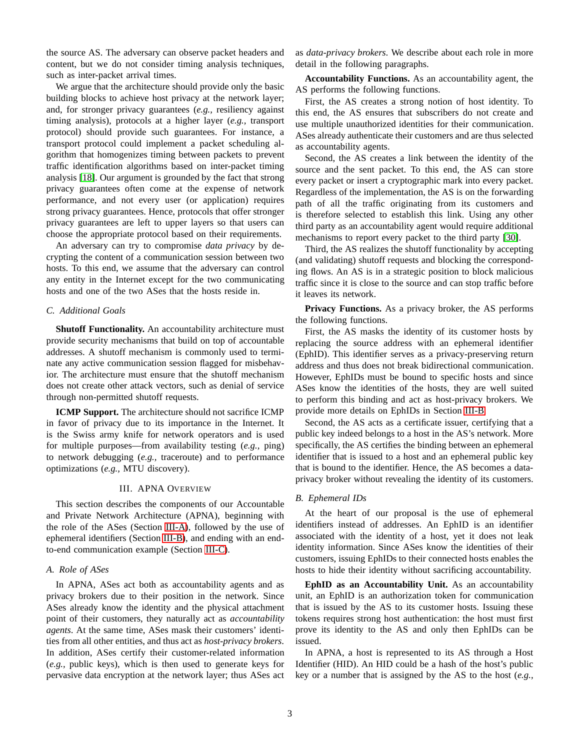the source AS. The adversary can observe packet headers and content, but we do not consider timing analysis techniques, such as inter-packet arrival times.

We argue that the architecture should provide only the basic building blocks to achieve host privacy at the network layer; and, for stronger privacy guarantees (*e.g.,* resiliency against timing analysis), protocols at a higher layer (*e.g.,* transport protocol) should provide such guarantees. For instance, a transport protocol could implement a packet scheduling algorithm that homogenizes timing between packets to prevent traffic identification algorithms based on inter-packet timing analysis [18]. Our argument is grounded by the fact that strong privacy guarantees often come at the expense of network performance, and not every user (or application) requires strong privacy guarantees. Hence, protocols that offer stronger privacy guarantees are left to upper layers so that users can choose the appropriate protocol based on their requirements.

An adversary can try to compromise *data privacy* by decrypting the content of a communication session between two hosts. To this end, we assume that the adversary can control any entity in the Internet except for the two communicating hosts and one of the two ASes that the hosts reside in.

### C. Additional Goals

**Shutoff Functionality.** An accountability architecture must provide security mechanisms that build on top of accountable addresses. A shutoff mechanism is commonly used to terminate any active communication session flagged for misbehavior. The architecture must ensure that the shutoff mechanism does not create other attack vectors, such as denial of service through non-permitted shutoff requests.

**ICMP Support.** The architecture should not sacrifice ICMP in favor of privacy due to its importance in the Internet. It is the Swiss army knife for network operators and is used for multiple purposes—from availability testing (*e.g.,* ping) to network debugging (*e.g.,* traceroute) and to performance optimizations (*e.g.,* MTU discovery).

## III. APNA Overview

This section describes the components of our Accountable and Private Network Architecture (APNA), beginning with the role of the ASes (Section III-A), followed by the use of ephemeral identifiers (Section III-B), and ending with an end-to-end communication example (Section III-C).

### A. Role of ASes

In APNA, ASes act both as accountability agents and as privacy brokers due to their position in the network. Since ASes already know the identity and the physical attachment point of their customers, they naturally act as *accountability agents*. At the same time, ASes mask their customers' identities from all other entities, and thus act as *host-privacy brokers*. In addition, ASes certify their customer-related information (*e.g.,* public keys), which is then used to generate keys for pervasive data encryption at the network layer; thus ASes act as *data-privacy brokers*. We describe about each role in more detail in the following paragraphs.

**Accountability Functions.** As an accountability agent, the AS performs the following functions.

First, the AS creates a strong notion of host identity. To this end, the AS ensures that subscribers do not create and use multiple unauthorized identities for their communication. ASes already authenticate their customers and are thus selected as accountability agents.

Second, the AS creates a link between the identity of the source and the sent packet. To this end, the AS can store every packet or insert a cryptographic mark into every packet. Regardless of the implementation, the AS is on the forwarding path of all the traffic originating from its customers and is therefore selected to establish this link. Using any other third party as an accountability agent would require additional mechanisms to report every packet to the third party [30].

Third, the AS realizes the shutoff functionality by accepting (and validating) shutoff requests and blocking the corresponding flows. An AS is in a strategic position to block malicious traffic since it is close to the source and can stop traffic before it leaves its network.

**Privacy Functions.** As a privacy broker, the AS performs the following functions.

First, the AS masks the identity of its customer hosts by replacing the source address with an ephemeral identifier (EphID). This identifier serves as a privacy-preserving return address and thus does not break bidirectional communication. However, EphIDs must be bound to specific hosts and since ASes know the identities of the hosts, they are well suited to perform this binding and act as host-privacy brokers. We provide more details on EphIDs in Section III-B.

Second, the AS acts as a certificate issuer, certifying that a public key indeed belongs to a host in the AS's network. More specifically, the AS certifies the binding between an ephemeral identifier that is issued to a host and an ephemeral public key that is bound to the identifier. Hence, the AS becomes a data-privacy broker without revealing the identity of its customers.

### B. Ephemeral IDs

At the heart of our proposal is the use of ephemeral identifiers instead of addresses. An EphID is an identifier associated with the identity of a host, yet it does not leak identity information. Since ASes know the identities of their customers, issuing EphIDs to their connected hosts enables the hosts to hide their identity without sacrificing accountability.

**EphID as an Accountability Unit.** As an accountability unit, an EphID is an authorization token for communication that is issued by the AS to its customer hosts. Issuing these tokens requires strong host authentication: the host must first prove its identity to the AS and only then EphIDs can be issued.

In APNA, a host is represented to its AS through a Host Identifier (HID). An HID could be a hash of the host's public key or a number that is assigned by the AS to the host (*e.g.,*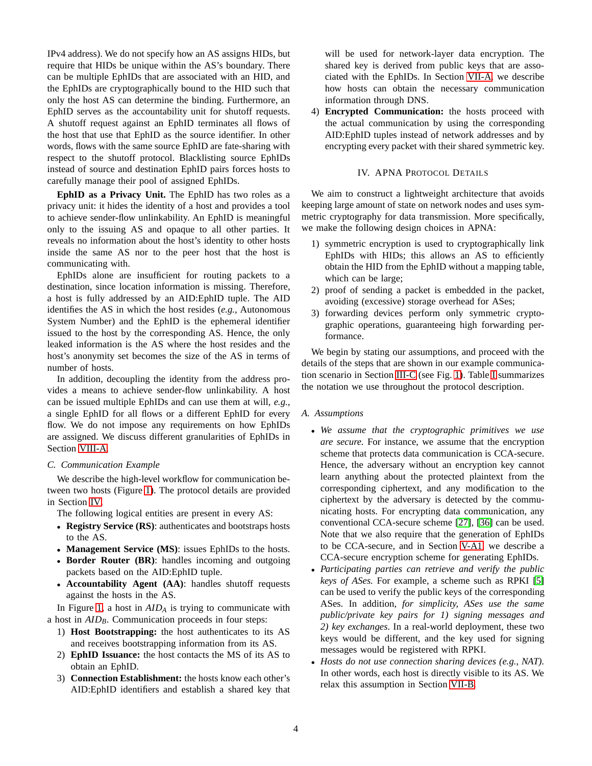IPv4 address). We do not specify how an AS assigns HIDs, but require that HIDs be unique within the AS's boundary. There can be multiple EphIDs that are associated with an HID, and the EphIDs are cryptographically bound to the HID such that only the host AS can determine the binding. Furthermore, an EphID serves as the accountability unit for shutoff requests. A shutoff request against an EphID terminates all flows of the host that use that EphID as the source identifier. In other words, flows with the same source EphID are fate-sharing with respect to the shutoff protocol. Blacklisting source EphIDs instead of source and destination EphID pairs forces hosts to carefully manage their pool of assigned EphIDs.

**EphID as a Privacy Unit.** The EphID has two roles as a privacy unit: it hides the identity of a host and provides a tool to achieve sender-flow unlinkability. An EphID is meaningful only to the issuing AS and opaque to all other parties. It reveals no information about the host's identity to other hosts inside the same AS nor to the peer host that the host is communicating with.

EphIDs alone are insufficient for routing packets to a destination, since location information is missing. Therefore, a host is fully addressed by an AID:EphID tuple. The AID identifies the AS in which the host resides (*e.g.,* Autonomous System Number) and the EphID is the ephemeral identifier issued to the host by the corresponding AS. Hence, the only leaked information is the AS where the host resides and the host's anonymity set becomes the size of the AS in terms of number of hosts.

In addition, decoupling the identity from the address provides a means to achieve sender-flow unlinkability. A host can be issued multiple EphIDs and can use them at will, *e.g.,* a single EphID for all flows or a different EphID for every flow. We do not impose any requirements on how EphIDs are assigned. We discuss different granularities of EphIDs in Section VIII-A.

### C. Communication Example

We describe the high-level workflow for communication between two hosts (Figure 1). The protocol details are provided in Section IV.

The following logical entities are present in every AS:

- **Registry Service (RS)**: authenticates and bootstraps hosts to the AS.
- **Management Service (MS)**: issues EphIDs to the hosts.
- **Border Router (BR)**: handles incoming and outgoing packets based on the AID:EphID tuple.
- **Accountability Agent (AA)**: handles shutoff requests against the hosts in the AS.

In Figure 1, a host in $AID_A$ is trying to communicate with a host in $AID_B$. Communication proceeds in four steps:

1) **Host Bootstrapping:** the host authenticates to its AS and receives bootstrapping information from its AS.
2) **EphID Issuance:** the host contacts the MS of its AS to obtain an EphID.
3) **Connection Establishment:** the hosts know each other's AID:EphID identifiers and establish a shared key that will be used for network-layer data encryption. The shared key is derived from public keys that are associated with the EphIDs. In Section VII-A, we describe how hosts can obtain the necessary communication information through DNS.
4) **Encrypted Communication:** the hosts proceed with the actual communication by using the corresponding AID:EphID tuples instead of network addresses and by encrypting every packet with their shared symmetric key.

## IV. APNA Protocol Details

We aim to construct a lightweight architecture that avoids keeping large amount of state on network nodes and uses symmetric cryptography for data transmission. More specifically, we make the following design choices in APNA:

1) symmetric encryption is used to cryptographically link EphIDs with HIDs; this allows an AS to efficiently obtain the HID from the EphID without a mapping table, which can be large;
2) proof of sending a packet is embedded in the packet, avoiding (excessive) storage overhead for ASes;
3) forwarding devices perform only symmetric cryptographic operations, guaranteeing high forwarding performance.

We begin by stating our assumptions, and proceed with the details of the steps that are shown in our example communication scenario in Section III-C (see Fig. 1). Table I summarizes the notation we use throughout the protocol description.

### A. Assumptions

- *We assume that the cryptographic primitives we use are secure.* For instance, we assume that the encryption scheme that protects data communication is CCA-secure. Hence, the adversary without an encryption key cannot learn anything about the protected plaintext from the corresponding ciphertext, and any modification to the ciphertext by the adversary is detected by the communicating hosts. For encrypting data communication, any conventional CCA-secure scheme [27], [36] can be used. Note that we also require that the generation of EphIDs to be CCA-secure, and in Section V-A1 we describe a CCA-secure encryption scheme for generating EphIDs.
- *Participating parties can retrieve and verify the public keys of ASes.* For example, a scheme such as RPKI [5] can be used to verify the public keys of the corresponding ASes. In addition, *for simplicity, ASes use the same public/private key pairs for 1) signing messages and 2) key exchanges*. In a real-world deployment, these two keys would be different, and the key used for signing messages would be registered with RPKI.
- *Hosts do not use connection sharing devices (e.g., NAT).* In other words, each host is directly visible to its AS. We relax this assumption in Section VII-B.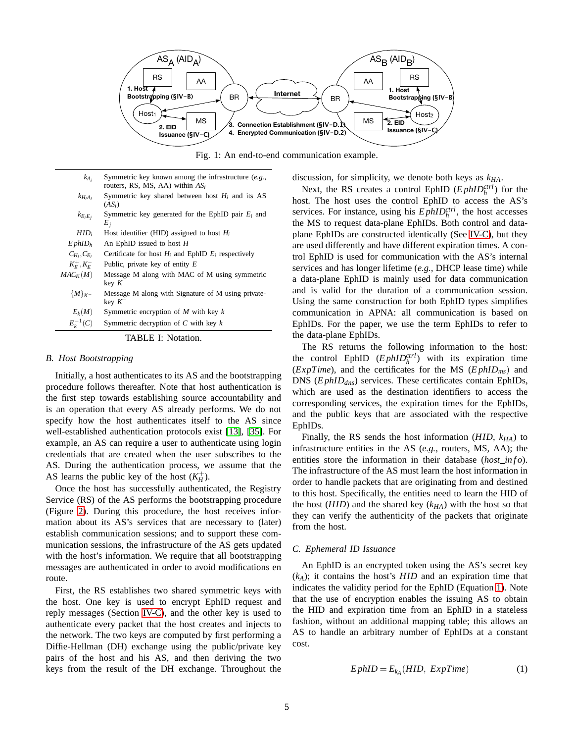Fig. 1: An end-to-end communication example.

| | |
|---|---|
| $k_{A_i}$ | Symmetric key known among the infrastructure (*e.g.*, routers, RS, MS, AA) within $AS_i$ |
| $k_{H_iA_i}$ | Symmetric key shared between host $H_i$ and its AS ($AS_i$) |
| $k_{E_iE_j}$ | Symmetric key generated for the EphID pair $E_i$ and $E_j$ |
| $HID_i$ | Host identifier (HID) assigned to host $H_i$ |
| $EphID_h$ | An EphID issued to host $H$ |
| $C_{H_i}, C_{E_i}$ | Certificate for host $H_i$ and EphID $E_i$ respectively |
| $K_E^+, K_E^-$ | Public, private key of entity $E$ |
| $MAC_K(M)$ | Message M along with MAC of M using symmetric key $K$ |
| $\{M\}_{K^-}$ | Message M along with Signature of M using private-key $K^-$ |
| $E_k(M)$ | Symmetric encryption of $M$ with key $k$ |
| $E_k^{-1}(C)$ | Symmetric decryption of $C$ with key $k$ |

TABLE I: Notation.

### B. Host Bootstrapping

Initially, a host authenticates to its AS and the bootstrapping procedure follows thereafter. Note that host authentication is the first step towards establishing source accountability and is an operation that every AS already performs. We do not specify how the host authenticates itself to the AS since well-established authentication protocols exist [13], [35]. For example, an AS can require a user to authenticate using login credentials that are created when the user subscribes to the AS. During the authentication process, we assume that the AS learns the public key of the host ($K_H^+$).

Once the host has successfully authenticated, the Registry Service (RS) of the AS performs the bootstrapping procedure (Figure 2). During this procedure, the host receives information about its AS's services that are necessary to (later) establish communication sessions; and to support these communication sessions, the infrastructure of the AS gets updated with the host's information. We require that all bootstrapping messages are authenticated in order to avoid modifications en route.

First, the RS establishes two shared symmetric keys with the host. One key is used to encrypt EphID request and reply messages (Section IV-C), and the other key is used to authenticate every packet that the host creates and injects to the network. The two keys are computed by first performing a Diffie-Hellman (DH) exchange using the public/private key pairs of the host and his AS, and then deriving the two keys from the result of the DH exchange. Throughout the discussion, for simplicity, we denote both keys as $k_{HA}$.

Next, the RS creates a control EphID ($EphID_h^{ctrl}$) for the host. The host uses the control EphID to access the AS's services. For instance, using his $EphID_h^{ctrl}$, the host accesses the MS to request data-plane EphIDs. Both control and data-plane EphIDs are constructed identically (See IV-C), but they are used differently and have different expiration times. A control EphID is used for communication with the AS's internal services and has longer lifetime (*e.g.*, DHCP lease time) while a data-plane EphID is mainly used for data communication and is valid for the duration of a communication session. Using the same construction for both EphID types simplifies communication in APNA: all communication is based on EphIDs. For the paper, we use the term EphIDs to refer to the data-plane EphIDs.

The RS returns the following information to the host: the control EphID ($EphID_h^{ctrl}$) with its expiration time ($ExpTime$), and the certificates for the MS ($EphID_{ms}$) and DNS ($EphID_{dns}$) services. These certificates contain EphIDs, which are used as the destination identifiers to access the corresponding services, the expiration times for the EphIDs, and the public keys that are associated with the respective EphIDs.

Finally, the RS sends the host information ($HID$, $k_{HA}$) to infrastructure entities in the AS (*e.g.*, routers, MS, AA); the entities store the information in their database ($host\_info$). The infrastructure of the AS must learn the host information in order to handle packets that are originating from and destined to this host. Specifically, the entities need to learn the HID of the host ($HID$) and the shared key ($k_{HA}$) with the host so that they can verify the authenticity of the packets that originate from the host.

### C. Ephemeral ID Issuance

An EphID is an encrypted token using the AS's secret key ($k_A$); it contains the host's $HID$ and an expiration time that indicates the validity period for the EphID (Equation 1). Note that the use of encryption enables the issuing AS to obtain the HID and expiration time from an EphID in a stateless fashion, without an additional mapping table; this allows an AS to handle an arbitrary number of EphIDs at a constant cost.

$$EphID = E_{k_A}(HID,\ ExpTime) \tag{1}$$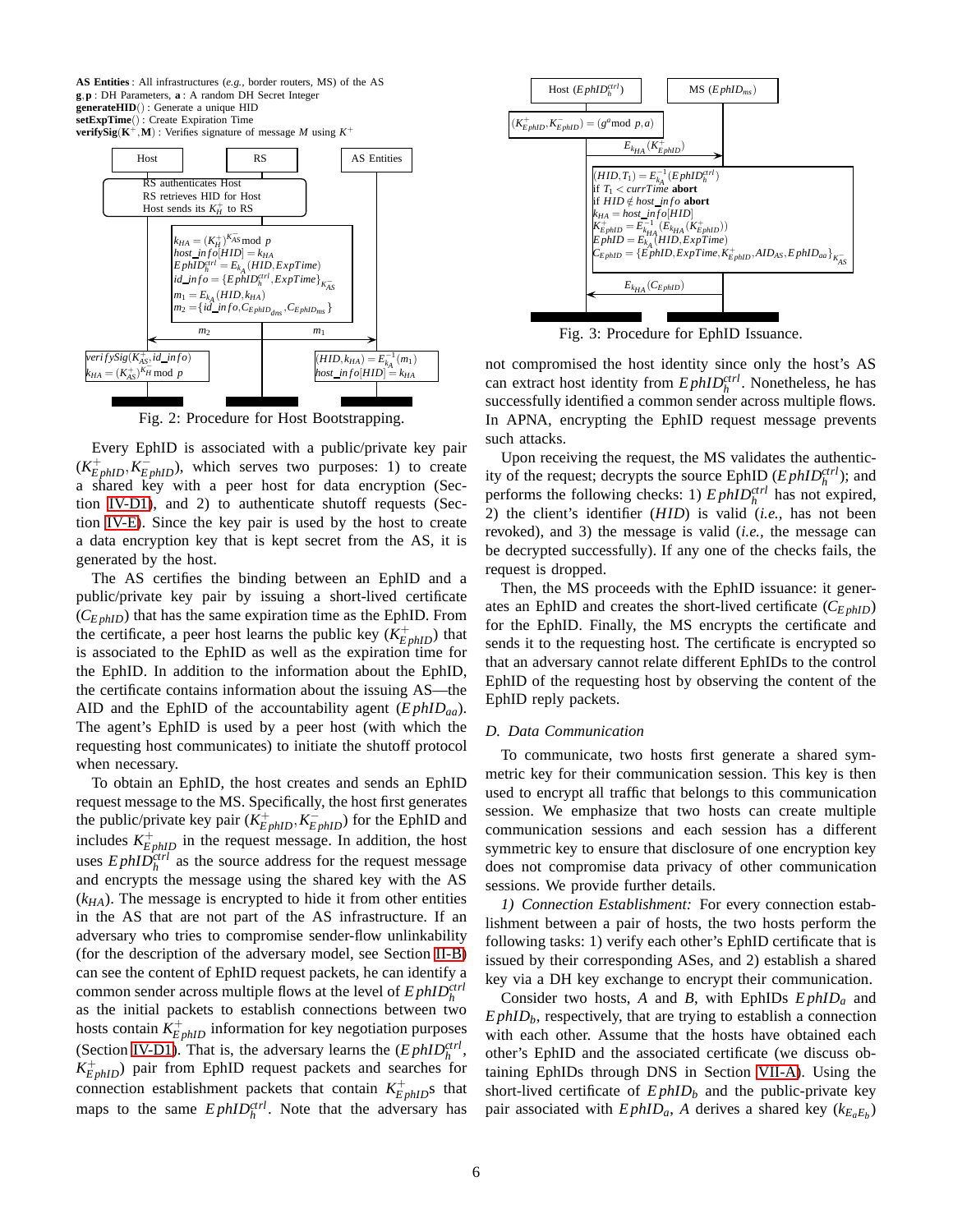**AS Entities** : All infrastructures (*e.g.,* border routers, MS) of the AS
**g**, **p** : DH Parameters, **a** : A random DH Secret Integer
**generateHID**() : Generate a unique HID
**setExpTime**() : Create Expiration Time
**verifySig**($\mathbf{K^+}$, $\mathbf{M}$) : Verifies signature of message $M$ using $K^+$

| Host | RS | AS Entities |
|---|---|---|
| | RS authenticates Host; RS retrieves HID for Host; Host sends its $K_H^+$ to RS | |
| | $k_{HA} = (K_H^+)^{K_{AS}^-} \bmod p$; $host\_info[HID] = k_{HA}$; $EphID_h^{ctrl} = E_{k_A}(HID, ExpTime)$; $id\_info = \{EphID_h^{ctrl}, ExpTime\}_{K_{AS}^-}$; $m_1 = E_{k_A}(HID, k_{HA})$; $m_2 = \{id\_info, C_{EphID_{dns}}, C_{EphID_{ms}}\}$ | |
| ← $m_2$ | | $m_1$ → |
| $verifySig(K_{AS}^+, id\_info)$; $k_{HA} = (K_{AS}^+)^{K_H^-} \bmod p$ | | $(HID, k_{HA}) = E_{k_A}^{-1}(m_1)$; $host\_info[HID] = k_{HA}$ |

Fig. 2: Procedure for Host Bootstrapping.

Every EphID is associated with a public/private key pair ($K_{EphID}^+, K_{EphID}^-$), which serves two purposes: 1) to create a shared key with a peer host for data encryption (Section IV-D1), and 2) to authenticate shutoff requests (Section IV-E). Since the key pair is used by the host to create a data encryption key that is kept secret from the AS, it is generated by the host.

The AS certifies the binding between an EphID and a public/private key pair by issuing a short-lived certificate ($C_{EphID}$) that has the same expiration time as the EphID. From the certificate, a peer host learns the public key ($K_{EphID}^+$) that is associated to the EphID as well as the expiration time for the EphID. In addition to the information about the EphID, the certificate contains information about the issuing AS—the AID and the EphID of the accountability agent ($EphID_{aa}$). The agent's EphID is used by a peer host (with which the requesting host communicates) to initiate the shutoff protocol when necessary.

To obtain an EphID, the host creates and sends an EphID request message to the MS. Specifically, the host first generates the public/private key pair ($K_{EphID}^+, K_{EphID}^-$) for the EphID and includes $K_{EphID}^+$ in the request message. In addition, the host uses $EphID_h^{ctrl}$ as the source address for the request message and encrypts the message using the shared key with the AS ($k_{HA}$). The message is encrypted to hide it from other entities in the AS that are not part of the AS infrastructure. If an adversary who tries to compromise sender-flow unlinkability (for the description of the adversary model, see Section II-B) can see the content of EphID request packets, he can identify a common sender across multiple flows at the level of $EphID_h^{ctrl}$ as the initial packets to establish connections between two hosts contain $K_{EphID}^+$ information for key negotiation purposes (Section IV-D1). That is, the adversary learns the ($EphID_h^{ctrl}$, $K_{EphID}^+$) pair from EphID request packets and searches for connection establishment packets that contain $K_{EphID}^+$s that maps to the same $EphID_h^{ctrl}$. Note that the adversary has not compromised the host identity since only the host's AS can extract host identity from $EphID_h^{ctrl}$. Nonetheless, he has successfully identified a common sender across multiple flows. In APNA, encrypting the EphID request message prevents such attacks.

| Host ($EphID_h^{ctrl}$) | MS ($EphID_{ms}$) |
|---|---|
| $(K_{EphID}^+, K_{EphID}^-) = (g^a \bmod p, a)$ | |
| $E_{k_{HA}}(K_{EphID}^+)$ → | |
| | $(HID, T_1) = E_{k_A}^{-1}(EphID_h^{ctrl})$; if $T_1 < currTime$ **abort**; if $HID \notin host\_info$ **abort**; $k_{HA} = host\_info[HID]$; $K_{EphID}^+ = E_{k_{HA}}^{-1}(E_{k_{HA}}(K_{EphID}^+))$; $EphID = E_{k_A}(HID, ExpTime)$; $C_{EphID} = \{EphID, ExpTime, K_{EphID}^+, AID_{AS}, EphID_{aa}\}_{K_{AS}^-}$ |
| ← $E_{k_{HA}}(C_{EphID})$ | |

Fig. 3: Procedure for EphID Issuance.

Upon receiving the request, the MS validates the authenticity of the request; decrypts the source EphID ($EphID_h^{ctrl}$); and performs the following checks: 1) $EphID_h^{ctrl}$ has not expired, 2) the client's identifier ($HID$) is valid (*i.e.,* has not been revoked), and 3) the message is valid (*i.e.,* the message can be decrypted successfully). If any one of the checks fails, the request is dropped.

Then, the MS proceeds with the EphID issuance: it generates an EphID and creates the short-lived certificate ($C_{EphID}$) for the EphID. Finally, the MS encrypts the certificate and sends it to the requesting host. The certificate is encrypted so that an adversary cannot relate different EphIDs to the control EphID of the requesting host by observing the content of the EphID reply packets.

### *D. Data Communication*

To communicate, two hosts first generate a shared symmetric key for their communication session. This key is then used to encrypt all traffic that belongs to this communication session. We emphasize that two hosts can create multiple communication sessions and each session has a different symmetric key to ensure that disclosure of one encryption key does not compromise data privacy of other communication sessions. We provide further details.

*1) Connection Establishment:* For every connection establishment between a pair of hosts, the two hosts perform the following tasks: 1) verify each other's EphID certificate that is issued by their corresponding ASes, and 2) establish a shared key via a DH key exchange to encrypt their communication.

Consider two hosts, $A$ and $B$, with EphIDs $EphID_a$ and $EphID_b$, respectively, that are trying to establish a connection with each other. Assume that the hosts have obtained each other's EphID and the associated certificate (we discuss obtaining EphIDs through DNS in Section VII-A). Using the short-lived certificate of $EphID_b$ and the public-private key pair associated with $EphID_a$, $A$ derives a shared key ($k_{E_aE_b}$)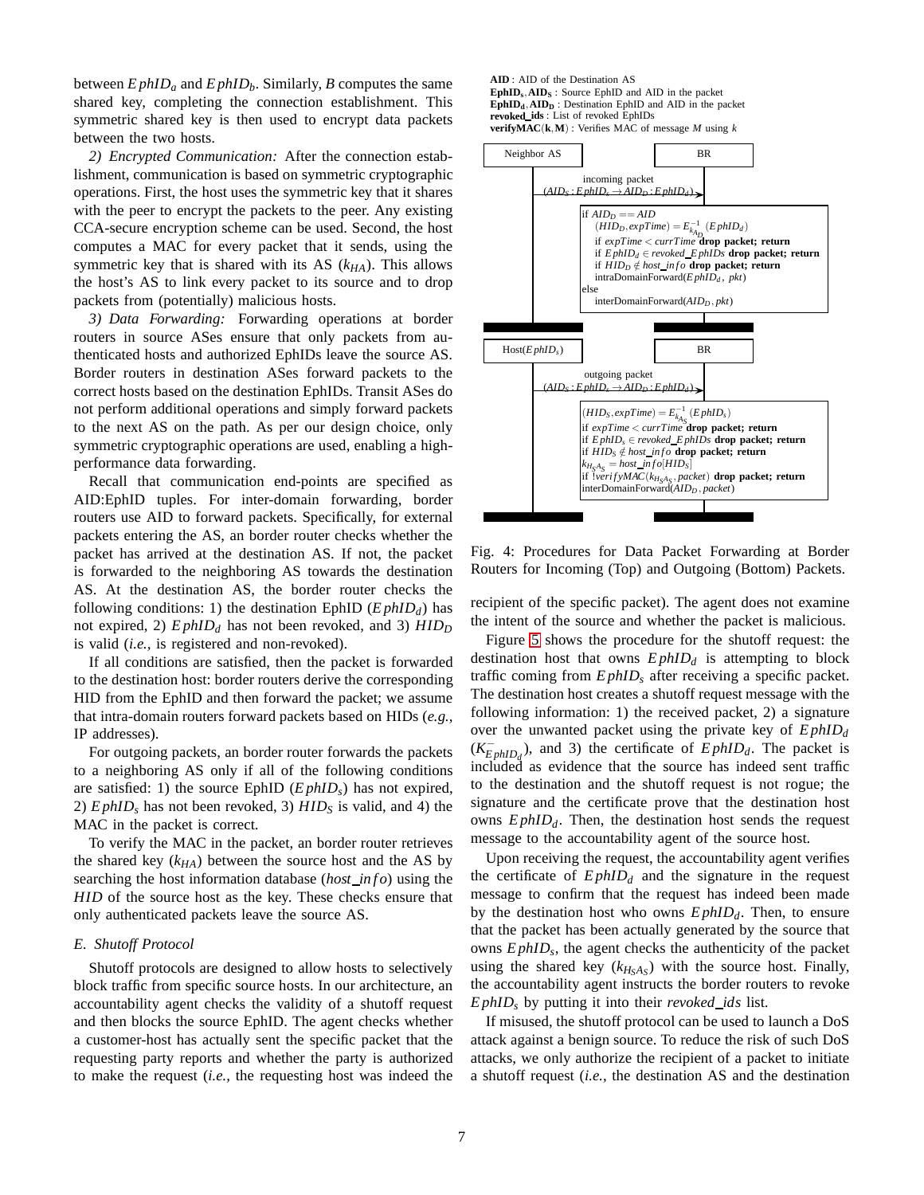between $EphID_a$ and $EphID_b$. Similarly, $B$ computes the same shared key, completing the connection establishment. This symmetric shared key is then used to encrypt data packets between the two hosts.

*2) Encrypted Communication:* After the connection establishment, communication is based on symmetric cryptographic operations. First, the host uses the symmetric key that it shares with the peer to encrypt the packets to the peer. Any existing CCA-secure encryption scheme can be used. Second, the host computes a MAC for every packet that it sends, using the symmetric key that is shared with its AS ($k_{HA}$). This allows the host's AS to link every packet to its source and to drop packets from (potentially) malicious hosts.

*3) Data Forwarding:* Forwarding operations at border routers in source ASes ensure that only packets from authenticated hosts and authorized EphIDs leave the source AS. Border routers in destination ASes forward packets to the correct hosts based on the destination EphIDs. Transit ASes do not perform additional operations and simply forward packets to the next AS on the path. As per our design choice, only symmetric cryptographic operations are used, enabling a high-performance data forwarding.

Recall that communication end-points are specified as AID:EphID tuples. For inter-domain forwarding, border routers use AID to forward packets. Specifically, for external packets entering the AS, an border router checks whether the packet has arrived at the destination AS. If not, the packet is forwarded to the neighboring AS towards the destination AS. At the destination AS, the border router checks the following conditions: 1) the destination EphID ($EphID_d$) has not expired, 2) $EphID_d$ has not been revoked, and 3) $HID_D$ is valid (*i.e.,* is registered and non-revoked).

If all conditions are satisfied, then the packet is forwarded to the destination host: border routers derive the corresponding HID from the EphID and then forward the packet; we assume that intra-domain routers forward packets based on HIDs (*e.g.,* IP addresses).

For outgoing packets, an border router forwards the packets to a neighboring AS only if all of the following conditions are satisfied: 1) the source EphID ($EphID_s$) has not expired, 2) $EphID_s$ has not been revoked, 3) $HID_S$ is valid, and 4) the MAC in the packet is correct.

To verify the MAC in the packet, an border router retrieves the shared key ($k_{HA}$) between the source host and the AS by searching the host information database ($host\_info$) using the $HID$ of the source host as the key. These checks ensure that only authenticated packets leave the source AS.

### *E. Shutoff Protocol*

Shutoff protocols are designed to allow hosts to selectively block traffic from specific source hosts. In our architecture, an accountability agent checks the validity of a shutoff request and then blocks the source EphID. The agent checks whether a customer-host has actually sent the specific packet that the requesting party reports and whether the party is authorized to make the request (*i.e.,* the requesting host was indeed the recipient of the specific packet). The agent does not examine the intent of the source and whether the packet is malicious.

**AID** : AID of the Destination AS
**EphID$_s$, AID$_S$** : Source EphID and AID in the packet
**EphID$_d$, AID$_D$** : Destination EphID and AID in the packet
**revoked_ids** : List of revoked EphIDs
**verifyMAC(k, M)** : Verifies MAC of message $M$ using $k$

Neighbor AS → BR: incoming packet ($AID_S : EphID_s \rightarrow AID_D : EphID_d$)

```
if AID_D == AID
    (HID_D, expTime) = E^{-1}_{k_{A_D}}(EphID_d)
    if expTime < currTime drop packet; return
    if EphID_d ∈ revoked_EphIDs drop packet; return
    if HID_D ∉ host_info drop packet; return
    intraDomainForward(EphID_d, pkt)
else
    interDomainForward(AID_D, pkt)
```

Host($EphID_s$) → BR: outgoing packet ($AID_S : EphID_s \rightarrow AID_D : EphID_d$)

```
(HID_S, expTime) = E^{-1}_{k_{A_S}}(EphID_s)
if expTime < currTime drop packet; return
if EphID_s ∈ revoked_EphIDs drop packet; return
if HID_S ∉ host_info drop packet; return
k_{H_S A_S} = host_info[HID_S]
if !verifyMAC(k_{H_S A_S}, packet) drop packet; return
interDomainForward(AID_D, packet)
```

Fig. 4: Procedures for Data Packet Forwarding at Border Routers for Incoming (Top) and Outgoing (Bottom) Packets.

Figure 5 shows the procedure for the shutoff request: the destination host that owns $EphID_d$ is attempting to block traffic coming from $EphID_s$ after receiving a specific packet. The destination host creates a shutoff request message with the following information: 1) the received packet, 2) a signature over the unwanted packet using the private key of $EphID_d$ ($K^{-}_{EphID_d}$), and 3) the certificate of $EphID_d$. The packet is included as evidence that the source has indeed sent traffic to the destination and the shutoff request is not rogue; the signature and the certificate prove that the destination host owns $EphID_d$. Then, the destination host sends the request message to the accountability agent of the source host.

Upon receiving the request, the accountability agent verifies the certificate of $EphID_d$ and the signature in the request message to confirm that the request has indeed been made by the destination host who owns $EphID_d$. Then, to ensure that the packet has been actually generated by the source that owns $EphID_s$, the agent checks the authenticity of the packet using the shared key ($k_{H_S A_S}$) with the source host. Finally, the accountability agent instructs the border routers to revoke $EphID_s$ by putting it into their *revoked_ids* list.

If misused, the shutoff protocol can be used to launch a DoS attack against a benign source. To reduce the risk of such DoS attacks, we only authorize the recipient of a packet to initiate a shutoff request (*i.e.,* the destination AS and the destination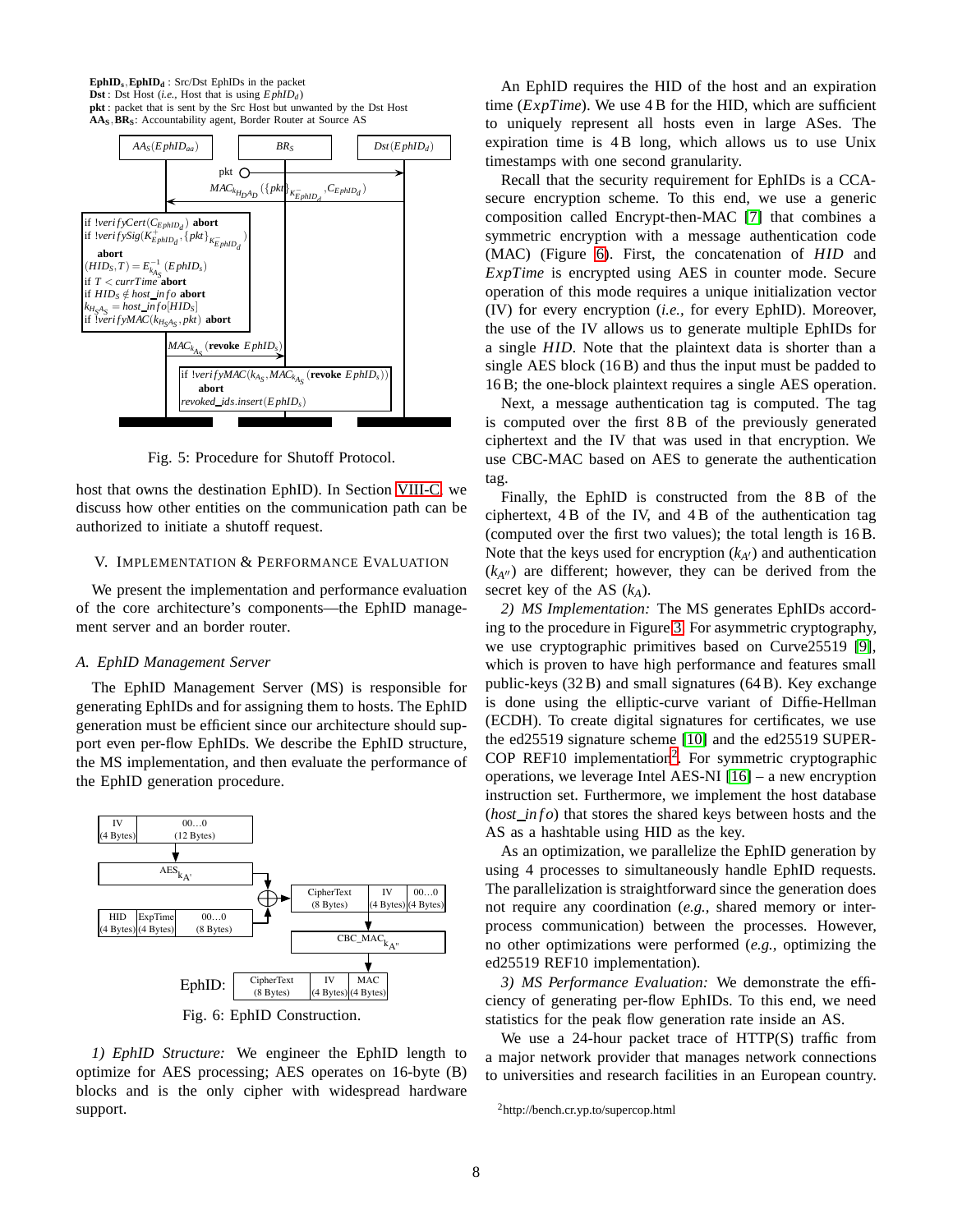**EphID$_s$, EphID$_d$** : Src/Dst EphIDs in the packet
**Dst** : Dst Host (*i.e.,* Host that is using $EphID_d$)
**pkt** : packet that is sent by the Src Host but unwanted by the Dst Host
**AA$_S$, BR$_S$**: Accountability agent, Border Router at Source AS

Fig. 5: Procedure for Shutoff Protocol.

host that owns the destination EphID). In Section VIII-C, we discuss how other entities on the communication path can be authorized to initiate a shutoff request.

## V. Implementation & Performance Evaluation

We present the implementation and performance evaluation of the core architecture's components—the EphID management server and an border router.

### A. EphID Management Server

The EphID Management Server (MS) is responsible for generating EphIDs and for assigning them to hosts. The EphID generation must be efficient since our architecture should support even per-flow EphIDs. We describe the EphID structure, the MS implementation, and then evaluate the performance of the EphID generation procedure.

Fig. 6: EphID Construction.

*1) EphID Structure:* We engineer the EphID length to optimize for AES processing; AES operates on 16-byte (B) blocks and is the only cipher with widespread hardware support.

An EphID requires the HID of the host and an expiration time (*ExpTime*). We use 4 B for the HID, which are sufficient to uniquely represent all hosts even in large ASes. The expiration time is 4 B long, which allows us to use Unix timestamps with one second granularity.

Recall that the security requirement for EphIDs is a CCA-secure encryption scheme. To this end, we use a generic composition called Encrypt-then-MAC [7] that combines a symmetric encryption with a message authentication code (MAC) (Figure 6). First, the concatenation of *HID* and *ExpTime* is encrypted using AES in counter mode. Secure operation of this mode requires a unique initialization vector (IV) for every encryption (*i.e.,* for every EphID). Moreover, the use of the IV allows us to generate multiple EphIDs for a single *HID*. Note that the plaintext data is shorter than a single AES block (16 B) and thus the input must be padded to 16 B; the one-block plaintext requires a single AES operation.

Next, a message authentication tag is computed. The tag is computed over the first 8 B of the previously generated ciphertext and the IV that was used in that encryption. We use CBC-MAC based on AES to generate the authentication tag.

Finally, the EphID is constructed from the 8 B of the ciphertext, 4 B of the IV, and 4 B of the authentication tag (computed over the first two values); the total length is 16 B. Note that the keys used for encryption ($k_{A'}$) and authentication ($k_{A''}$) are different; however, they can be derived from the secret key of the AS ($k_A$).

*2) MS Implementation:* The MS generates EphIDs according to the procedure in Figure 3. For asymmetric cryptography, we use cryptographic primitives based on Curve25519 [9], which is proven to have high performance and features small public-keys (32 B) and small signatures (64 B). Key exchange is done using the elliptic-curve variant of Diffie-Hellman (ECDH). To create digital signatures for certificates, we use the ed25519 signature scheme [10] and the ed25519 SUPERCOP REF10 implementation[2]. For symmetric cryptographic operations, we leverage Intel AES-NI [16] – a new encryption instruction set. Furthermore, we implement the host database ($host\_info$) that stores the shared keys between hosts and the AS as a hashtable using HID as the key.

As an optimization, we parallelize the EphID generation by using 4 processes to simultaneously handle EphID requests. The parallelization is straightforward since the generation does not require any coordination (*e.g.,* shared memory or inter-process communication) between the processes. However, no other optimizations were performed (*e.g.,* optimizing the ed25519 REF10 implementation).

*3) MS Performance Evaluation:* We demonstrate the efficiency of generating per-flow EphIDs. To this end, we need statistics for the peak flow generation rate inside an AS.

We use a 24-hour packet trace of HTTP(S) traffic from a major network provider that manages network connections to universities and research facilities in an European country.

[2] http://bench.cr.yp.to/supercop.html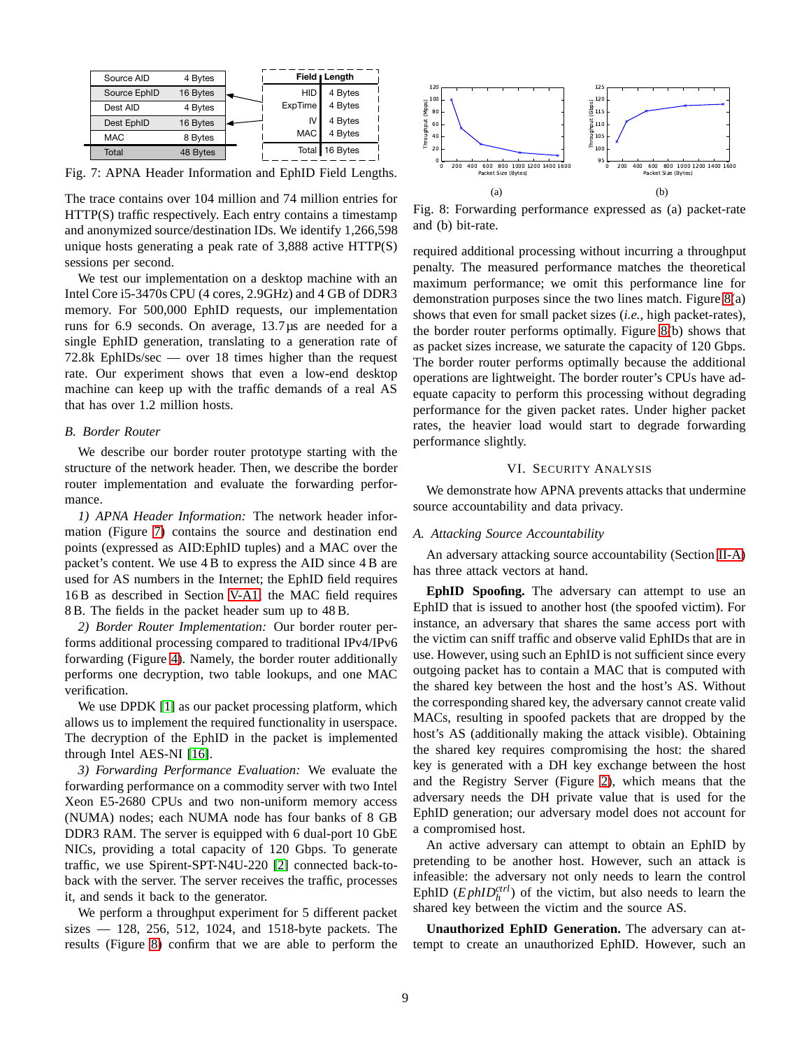| Field | Length |
|---|---|
| Source AID | 4 Bytes |
| Source EphID | 16 Bytes |
| Dest AID | 4 Bytes |
| Dest EphID | 16 Bytes |
| MAC | 8 Bytes |
| Total | 48 Bytes |

| Field | Length |
|---|---|
| HID | 4 Bytes |
| ExpTime | 4 Bytes |
| IV | 4 Bytes |
| MAC | 4 Bytes |
| Total | 16 Bytes |

Fig. 7: APNA Header Information and EphID Field Lengths.

The trace contains over 104 million and 74 million entries for HTTP(S) traffic respectively. Each entry contains a timestamp and anonymized source/destination IDs. We identify 1,266,598 unique hosts generating a peak rate of 3,888 active HTTP(S) sessions per second.

We test our implementation on a desktop machine with an Intel Core i5-3470s CPU (4 cores, 2.9GHz) and 4 GB of DDR3 memory. For 500,000 EphID requests, our implementation runs for 6.9 seconds. On average, 13.7 µs are needed for a single EphID generation, translating to a generation rate of 72.8k EphIDs/sec — over 18 times higher than the request rate. Our experiment shows that even a low-end desktop machine can keep up with the traffic demands of a real AS that has over 1.2 million hosts.

### B. Border Router

We describe our border router prototype starting with the structure of the network header. Then, we describe the border router implementation and evaluate the forwarding performance.

*1) APNA Header Information:* The network header information (Figure 7) contains the source and destination end points (expressed as AID:EphID tuples) and a MAC over the packet's content. We use 4 B to express the AID since 4 B are used for AS numbers in the Internet; the EphID field requires 16 B as described in Section V-A1, the MAC field requires 8 B. The fields in the packet header sum up to 48 B.

*2) Border Router Implementation:* Our border router performs additional processing compared to traditional IPv4/IPv6 forwarding (Figure 4). Namely, the border router additionally performs one decryption, two table lookups, and one MAC verification.

We use DPDK [1] as our packet processing platform, which allows us to implement the required functionality in userspace. The decryption of the EphID in the packet is implemented through Intel AES-NI [16].

*3) Forwarding Performance Evaluation:* We evaluate the forwarding performance on a commodity server with two Intel Xeon E5-2680 CPUs and two non-uniform memory access (NUMA) nodes; each NUMA node has four banks of 8 GB DDR3 RAM. The server is equipped with 6 dual-port 10 GbE NICs, providing a total capacity of 120 Gbps. To generate traffic, we use Spirent-SPT-N4U-220 [2] connected back-to-back with the server. The server receives the traffic, processes it, and sends it back to the generator.

We perform a throughput experiment for 5 different packet sizes — 128, 256, 512, 1024, and 1518-byte packets. The results (Figure 8) confirm that we are able to perform the required additional processing without incurring a throughput penalty. The measured performance matches the theoretical maximum performance; we omit this performance line for demonstration purposes since the two lines match. Figure 8(a) shows that even for small packet sizes (*i.e.,* high packet-rates), the border router performs optimally. Figure 8(b) shows that as packet sizes increase, we saturate the capacity of 120 Gbps. The border router performs optimally because the additional operations are lightweight. The border router's CPUs have adequate capacity to perform this processing without degrading performance for the given packet rates. Under higher packet rates, the heavier load would start to degrade forwarding performance slightly.

Fig. 8: Forwarding performance expressed as (a) packet-rate and (b) bit-rate.

## VI. Security Analysis

We demonstrate how APNA prevents attacks that undermine source accountability and data privacy.

### A. Attacking Source Accountability

An adversary attacking source accountability (Section II-A) has three attack vectors at hand.

**EphID Spoofing.** The adversary can attempt to use an EphID that is issued to another host (the spoofed victim). For instance, an adversary that shares the same access port with the victim can sniff traffic and observe valid EphIDs that are in use. However, using such an EphID is not sufficient since every outgoing packet has to contain a MAC that is computed with the shared key between the host and the host's AS. Without the corresponding shared key, the adversary cannot create valid MACs, resulting in spoofed packets that are dropped by the host's AS (additionally making the attack visible). Obtaining the shared key requires compromising the host: the shared key is generated with a DH key exchange between the host and the Registry Server (Figure 2), which means that the adversary needs the DH private value that is used for the EphID generation; our adversary model does not account for a compromised host.

An active adversary can attempt to obtain an EphID by pretending to be another host. However, such an attack is infeasible: the adversary not only needs to learn the control EphID ($EphID_h^{ctrl}$) of the victim, but also needs to learn the shared key between the victim and the source AS.

**Unauthorized EphID Generation.** The adversary can attempt to create an unauthorized EphID. However, such an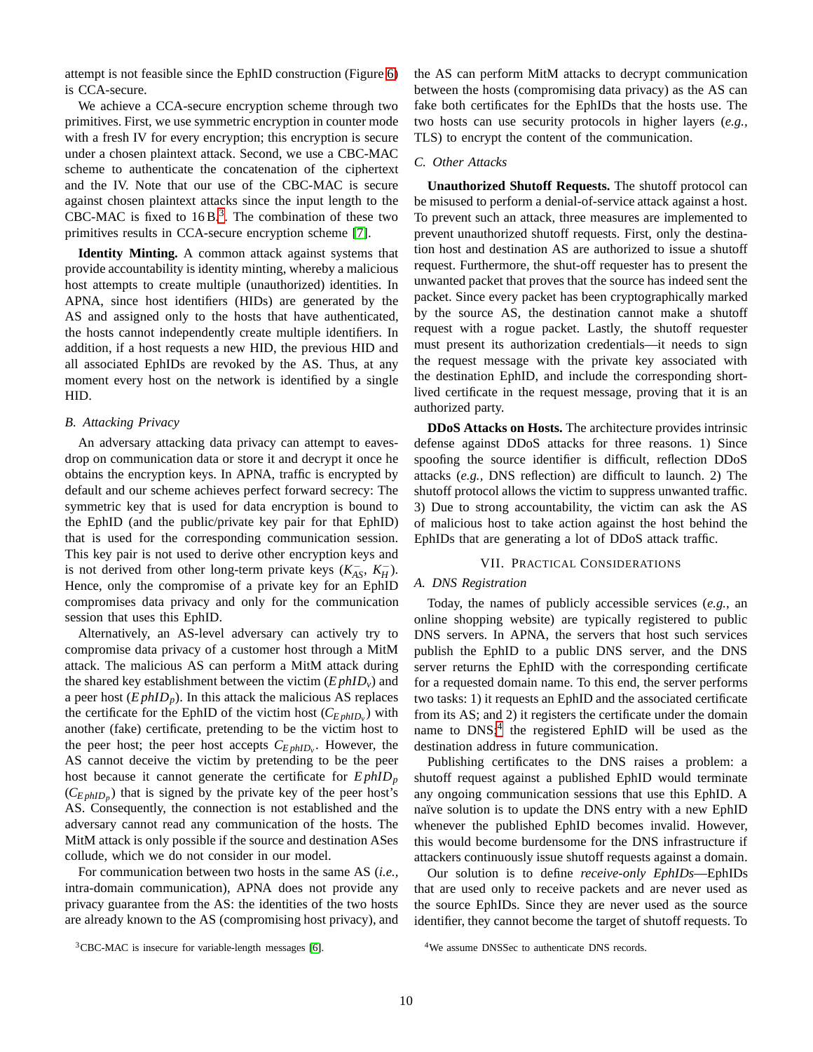attempt is not feasible since the EphID construction (Figure 6) is CCA-secure.

We achieve a CCA-secure encryption scheme through two primitives. First, we use symmetric encryption in counter mode with a fresh IV for every encryption; this encryption is secure under a chosen plaintext attack. Second, we use a CBC-MAC scheme to authenticate the concatenation of the ciphertext and the IV. Note that our use of the CBC-MAC is secure against chosen plaintext attacks since the input length to the CBC-MAC is fixed to 16 B.[3] The combination of these two primitives results in CCA-secure encryption scheme [7].

**Identity Minting.** A common attack against systems that provide accountability is identity minting, whereby a malicious host attempts to create multiple (unauthorized) identities. In APNA, since host identifiers (HIDs) are generated by the AS and assigned only to the hosts that have authenticated, the hosts cannot independently create multiple identifiers. In addition, if a host requests a new HID, the previous HID and all associated EphIDs are revoked by the AS. Thus, at any moment every host on the network is identified by a single HID.

### B. Attacking Privacy

An adversary attacking data privacy can attempt to eavesdrop on communication data or store it and decrypt it once he obtains the encryption keys. In APNA, traffic is encrypted by default and our scheme achieves perfect forward secrecy: The symmetric key that is used for data encryption is bound to the EphID (and the public/private key pair for that EphID) that is used for the corresponding communication session. This key pair is not used to derive other encryption keys and is not derived from other long-term private keys ($K_{AS}^{-}$, $K_{H}^{-}$). Hence, only the compromise of a private key for an EphID compromises data privacy and only for the communication session that uses this EphID.

Alternatively, an AS-level adversary can actively try to compromise data privacy of a customer host through a MitM attack. The malicious AS can perform a MitM attack during the shared key establishment between the victim ($EphID_v$) and a peer host ($EphID_p$). In this attack the malicious AS replaces the certificate for the EphID of the victim host ($C_{EphID_v}$) with another (fake) certificate, pretending to be the victim host to the peer host; the peer host accepts $C_{EphID_v}$. However, the AS cannot deceive the victim by pretending to be the peer host because it cannot generate the certificate for $EphID_p$ ($C_{EphID_p}$) that is signed by the private key of the peer host's AS. Consequently, the connection is not established and the adversary cannot read any communication of the hosts. The MitM attack is only possible if the source and destination ASes collude, which we do not consider in our model.

For communication between two hosts in the same AS (*i.e.,* intra-domain communication), APNA does not provide any privacy guarantee from the AS: the identities of the two hosts are already known to the AS (compromising host privacy), and the AS can perform MitM attacks to decrypt communication between the hosts (compromising data privacy) as the AS can fake both certificates for the EphIDs that the hosts use. The two hosts can use security protocols in higher layers (*e.g.,* TLS) to encrypt the content of the communication.

### C. Other Attacks

**Unauthorized Shutoff Requests.** The shutoff protocol can be misused to perform a denial-of-service attack against a host. To prevent such an attack, three measures are implemented to prevent unauthorized shutoff requests. First, only the destination host and destination AS are authorized to issue a shutoff request. Furthermore, the shut-off requester has to present the unwanted packet that proves that the source has indeed sent the packet. Since every packet has been cryptographically marked by the source AS, the destination cannot make a shutoff request with a rogue packet. Lastly, the shutoff requester must present its authorization credentials—it needs to sign the request message with the private key associated with the destination EphID, and include the corresponding short-lived certificate in the request message, proving that it is an authorized party.

**DDoS Attacks on Hosts.** The architecture provides intrinsic defense against DDoS attacks for three reasons. 1) Since spoofing the source identifier is difficult, reflection DDoS attacks (*e.g.,* DNS reflection) are difficult to launch. 2) The shutoff protocol allows the victim to suppress unwanted traffic. 3) Due to strong accountability, the victim can ask the AS of malicious host to take action against the host behind the EphIDs that are generating a lot of DDoS attack traffic.

## VII. Practical Considerations

### A. DNS Registration

Today, the names of publicly accessible services (*e.g.,* an online shopping website) are typically registered to public DNS servers. In APNA, the servers that host such services publish the EphID to a public DNS server, and the DNS server returns the EphID with the corresponding certificate for a requested domain name. To this end, the server performs two tasks: 1) it requests an EphID and the associated certificate from its AS; and 2) it registers the certificate under the domain name to DNS;[4] the registered EphID will be used as the destination address in future communication.

Publishing certificates to the DNS raises a problem: a shutoff request against a published EphID would terminate any ongoing communication sessions that use this EphID. A naïve solution is to update the DNS entry with a new EphID whenever the published EphID becomes invalid. However, this would become burdensome for the DNS infrastructure if attackers continuously issue shutoff requests against a domain.

Our solution is to define *receive-only EphIDs*—EphIDs that are used only to receive packets and are never used as the source EphIDs. Since they are never used as the source identifier, they cannot become the target of shutoff requests. To

[3] CBC-MAC is insecure for variable-length messages [6].

[4] We assume DNSSec to authenticate DNS records.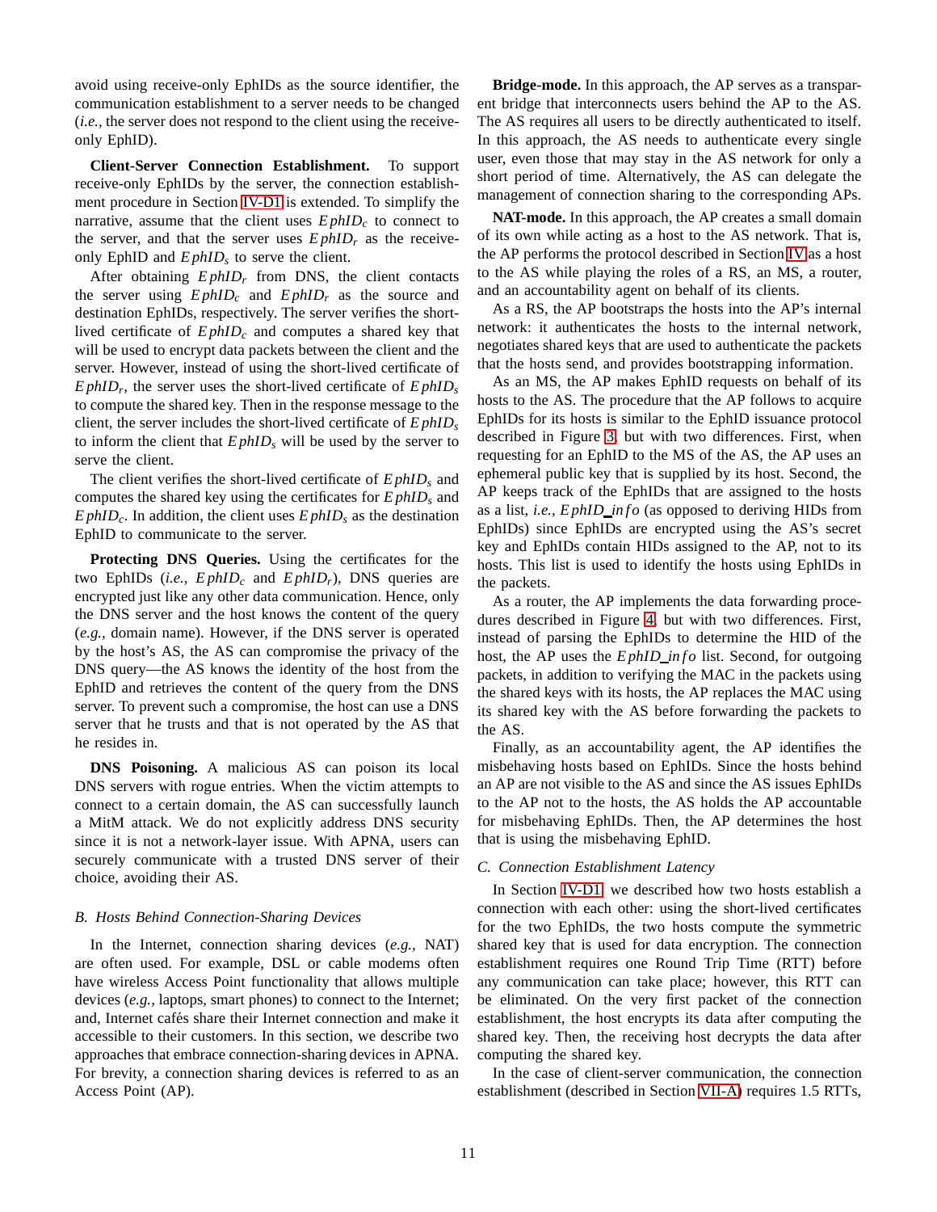avoid using receive-only EphIDs as the source identifier, the communication establishment to a server needs to be changed (*i.e.,* the server does not respond to the client using the receive-only EphID).

**Client-Server Connection Establishment.** To support receive-only EphIDs by the server, the connection establishment procedure in Section IV-D1 is extended. To simplify the narrative, assume that the client uses $EphID_c$ to connect to the server, and that the server uses $EphID_r$ as the receive-only EphID and $EphID_s$ to serve the client.

After obtaining $EphID_r$ from DNS, the client contacts the server using $EphID_c$ and $EphID_r$ as the source and destination EphIDs, respectively. The server verifies the short-lived certificate of $EphID_c$ and computes a shared key that will be used to encrypt data packets between the client and the server. However, instead of using the short-lived certificate of $EphID_r$, the server uses the short-lived certificate of $EphID_s$ to compute the shared key. Then in the response message to the client, the server includes the short-lived certificate of $EphID_s$ to inform the client that $EphID_s$ will be used by the server to serve the client.

The client verifies the short-lived certificate of $EphID_s$ and computes the shared key using the certificates for $EphID_s$ and $EphID_c$. In addition, the client uses $EphID_s$ as the destination EphID to communicate to the server.

**Protecting DNS Queries.** Using the certificates for the two EphIDs (*i.e.,* $EphID_c$ and $EphID_r$), DNS queries are encrypted just like any other data communication. Hence, only the DNS server and the host knows the content of the query (*e.g.,* domain name). However, if the DNS server is operated by the host's AS, the AS can compromise the privacy of the DNS query—the AS knows the identity of the host from the EphID and retrieves the content of the query from the DNS server. To prevent such a compromise, the host can use a DNS server that he trusts and that is not operated by the AS that he resides in.

**DNS Poisoning.** A malicious AS can poison its local DNS servers with rogue entries. When the victim attempts to connect to a certain domain, the AS can successfully launch a MitM attack. We do not explicitly address DNS security since it is not a network-layer issue. With APNA, users can securely communicate with a trusted DNS server of their choice, avoiding their AS.

### B. Hosts Behind Connection-Sharing Devices

In the Internet, connection sharing devices (*e.g.,* NAT) are often used. For example, DSL or cable modems often have wireless Access Point functionality that allows multiple devices (*e.g.,* laptops, smart phones) to connect to the Internet; and, Internet cafés share their Internet connection and make it accessible to their customers. In this section, we describe two approaches that embrace connection-sharing devices in APNA. For brevity, a connection sharing devices is referred to as an Access Point (AP).

**Bridge-mode.** In this approach, the AP serves as a transparent bridge that interconnects users behind the AP to the AS. The AS requires all users to be directly authenticated to itself. In this approach, the AS needs to authenticate every single user, even those that may stay in the AS network for only a short period of time. Alternatively, the AS can delegate the management of connection sharing to the corresponding APs.

**NAT-mode.** In this approach, the AP creates a small domain of its own while acting as a host to the AS network. That is, the AP performs the protocol described in Section IV as a host to the AS while playing the roles of a RS, an MS, a router, and an accountability agent on behalf of its clients.

As a RS, the AP bootstraps the hosts into the AP's internal network: it authenticates the hosts to the internal network, negotiates shared keys that are used to authenticate the packets that the hosts send, and provides bootstrapping information.

As an MS, the AP makes EphID requests on behalf of its hosts to the AS. The procedure that the AP follows to acquire EphIDs for its hosts is similar to the EphID issuance protocol described in Figure 3, but with two differences. First, when requesting for an EphID to the MS of the AS, the AP uses an ephemeral public key that is supplied by its host. Second, the AP keeps track of the EphIDs that are assigned to the hosts as a list, *i.e.,* $EphID\_info$ (as opposed to deriving HIDs from EphIDs) since EphIDs are encrypted using the AS's secret key and EphIDs contain HIDs assigned to the AP, not to its hosts. This list is used to identify the hosts using EphIDs in the packets.

As a router, the AP implements the data forwarding procedures described in Figure 4, but with two differences. First, instead of parsing the EphIDs to determine the HID of the host, the AP uses the $EphID\_info$ list. Second, for outgoing packets, in addition to verifying the MAC in the packets using the shared keys with its hosts, the AP replaces the MAC using its shared key with the AS before forwarding the packets to the AS.

Finally, as an accountability agent, the AP identifies the misbehaving hosts based on EphIDs. Since the hosts behind an AP are not visible to the AS and since the AS issues EphIDs to the AP not to the hosts, the AS holds the AP accountable for misbehaving EphIDs. Then, the AP determines the host that is using the misbehaving EphID.

### C. Connection Establishment Latency

In Section IV-D1, we described how two hosts establish a connection with each other: using the short-lived certificates for the two EphIDs, the two hosts compute the symmetric shared key that is used for data encryption. The connection establishment requires one Round Trip Time (RTT) before any communication can take place; however, this RTT can be eliminated. On the very first packet of the connection establishment, the host encrypts its data after computing the shared key. Then, the receiving host decrypts the data after computing the shared key.

In the case of client-server communication, the connection establishment (described in Section VII-A) requires 1.5 RTTs,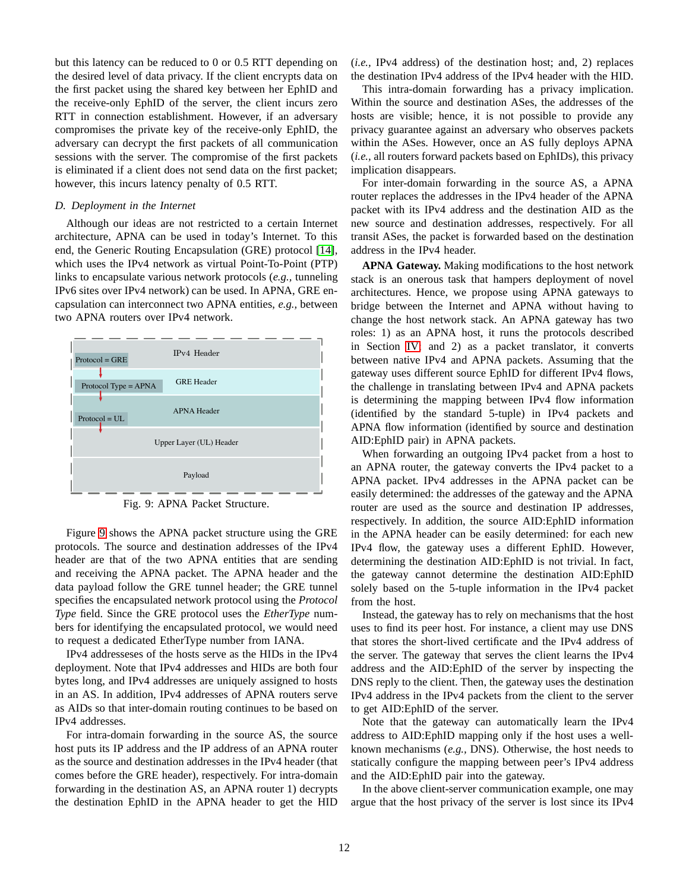but this latency can be reduced to 0 or 0.5 RTT depending on the desired level of data privacy. If the client encrypts data on the first packet using the shared key between her EphID and the receive-only EphID of the server, the client incurs zero RTT in connection establishment. However, if an adversary compromises the private key of the receive-only EphID, the adversary can decrypt the first packets of all communication sessions with the server. The compromise of the first packets is eliminated if a client does not send data on the first packet; however, this incurs latency penalty of 0.5 RTT.

### D. Deployment in the Internet

Although our ideas are not restricted to a certain Internet architecture, APNA can be used in today's Internet. To this end, the Generic Routing Encapsulation (GRE) protocol [14], which uses the IPv4 network as virtual Point-To-Point (PTP) links to encapsulate various network protocols (*e.g.,* tunneling IPv6 sites over IPv4 network) can be used. In APNA, GRE encapsulation can interconnect two APNA entities, *e.g.,* between two APNA routers over IPv4 network.

| IPv4 Header (Protocol = GRE) |
| --- |
| GRE Header (Protocol Type = APNA) |
| APNA Header (Protocol = UL) |
| Upper Layer (UL) Header |
| Payload |

Fig. 9: APNA Packet Structure.

Figure 9 shows the APNA packet structure using the GRE protocols. The source and destination addresses of the IPv4 header are that of the two APNA entities that are sending and receiving the APNA packet. The APNA header and the data payload follow the GRE tunnel header; the GRE tunnel specifies the encapsulated network protocol using the *Protocol Type* field. Since the GRE protocol uses the *EtherType* numbers for identifying the encapsulated protocol, we would need to request a dedicated EtherType number from IANA.

IPv4 addresseses of the hosts serve as the HIDs in the IPv4 deployment. Note that IPv4 addresses and HIDs are both four bytes long, and IPv4 addresses are uniquely assigned to hosts in an AS. In addition, IPv4 addresses of APNA routers serve as AIDs so that inter-domain routing continues to be based on IPv4 addresses.

For intra-domain forwarding in the source AS, the source host puts its IP address and the IP address of an APNA router as the source and destination addresses in the IPv4 header (that comes before the GRE header), respectively. For intra-domain forwarding in the destination AS, an APNA router 1) decrypts the destination EphID in the APNA header to get the HID (*i.e.,* IPv4 address) of the destination host; and, 2) replaces the destination IPv4 address of the IPv4 header with the HID.

This intra-domain forwarding has a privacy implication. Within the source and destination ASes, the addresses of the hosts are visible; hence, it is not possible to provide any privacy guarantee against an adversary who observes packets within the ASes. However, once an AS fully deploys APNA (*i.e.,* all routers forward packets based on EphIDs), this privacy implication disappears.

For inter-domain forwarding in the source AS, a APNA router replaces the addresses in the IPv4 header of the APNA packet with its IPv4 address and the destination AID as the new source and destination addresses, respectively. For all transit ASes, the packet is forwarded based on the destination address in the IPv4 header.

**APNA Gateway.** Making modifications to the host network stack is an onerous task that hampers deployment of novel architectures. Hence, we propose using APNA gateways to bridge between the Internet and APNA without having to change the host network stack. An APNA gateway has two roles: 1) as an APNA host, it runs the protocols described in Section IV and 2) as a packet translator, it converts between native IPv4 and APNA packets. Assuming that the gateway uses different source EphID for different IPv4 flows, the challenge in translating between IPv4 and APNA packets is determining the mapping between IPv4 flow information (identified by the standard 5-tuple) in IPv4 packets and APNA flow information (identified by source and destination AID:EphID pair) in APNA packets.

When forwarding an outgoing IPv4 packet from a host to an APNA router, the gateway converts the IPv4 packet to a APNA packet. IPv4 addresses in the APNA packet can be easily determined: the addresses of the gateway and the APNA router are used as the source and destination IP addresses, respectively. In addition, the source AID:EphID information in the APNA header can be easily determined: for each new IPv4 flow, the gateway uses a different EphID. However, determining the destination AID:EphID is not trivial. In fact, the gateway cannot determine the destination AID:EphID solely based on the 5-tuple information in the IPv4 packet from the host.

Instead, the gateway has to rely on mechanisms that the host uses to find its peer host. For instance, a client may use DNS that stores the short-lived certificate and the IPv4 address of the server. The gateway that serves the client learns the IPv4 address and the AID:EphID of the server by inspecting the DNS reply to the client. Then, the gateway uses the destination IPv4 address in the IPv4 packets from the client to the server to get AID:EphID of the server.

Note that the gateway can automatically learn the IPv4 address to AID:EphID mapping only if the host uses a well-known mechanisms (*e.g.,* DNS). Otherwise, the host needs to statically configure the mapping between peer's IPv4 address and the AID:EphID pair into the gateway.

In the above client-server communication example, one may argue that the host privacy of the server is lost since its IPv4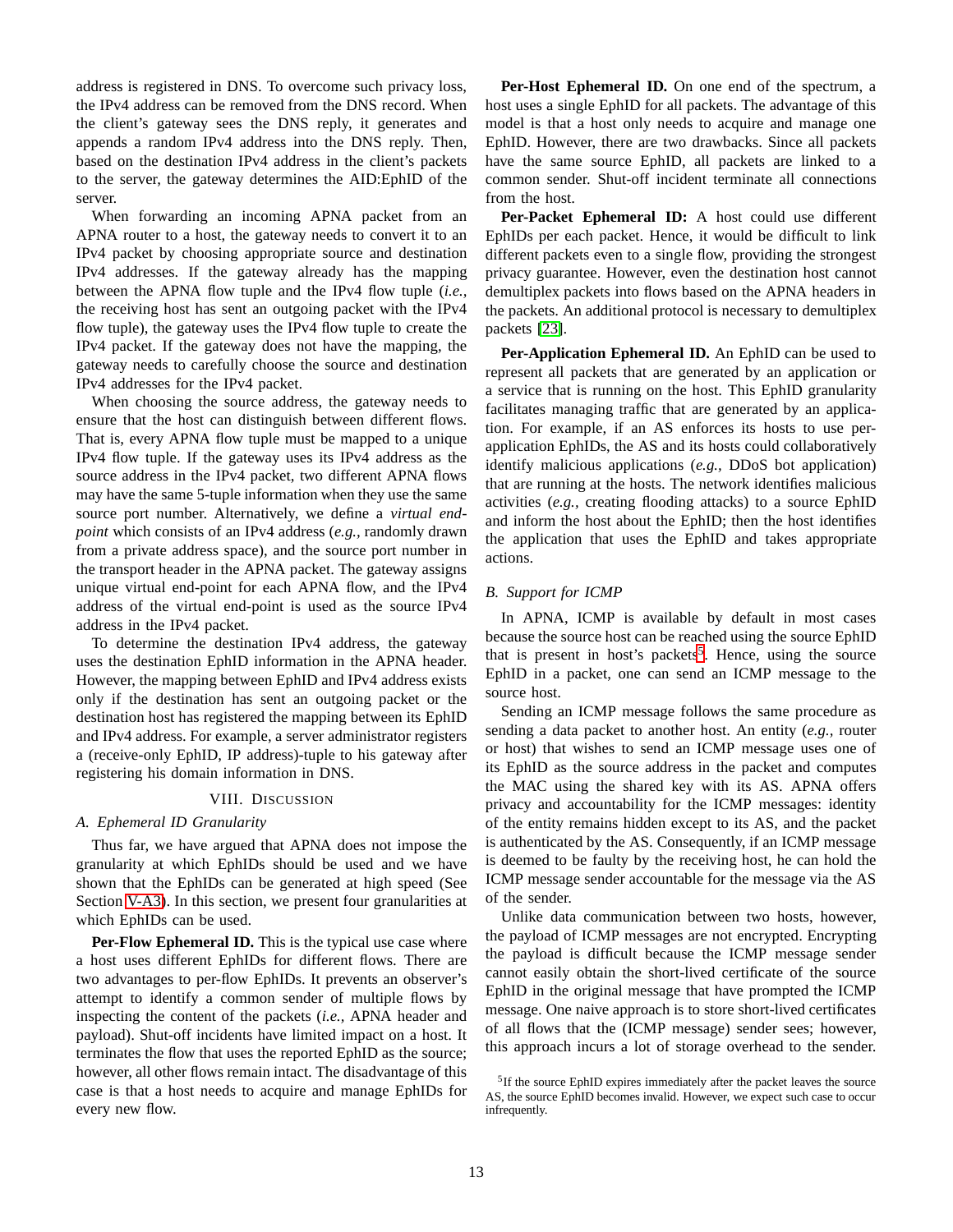address is registered in DNS. To overcome such privacy loss, the IPv4 address can be removed from the DNS record. When the client's gateway sees the DNS reply, it generates and appends a random IPv4 address into the DNS reply. Then, based on the destination IPv4 address in the client's packets to the server, the gateway determines the AID:EphID of the server.

When forwarding an incoming APNA packet from an APNA router to a host, the gateway needs to convert it to an IPv4 packet by choosing appropriate source and destination IPv4 addresses. If the gateway already has the mapping between the APNA flow tuple and the IPv4 flow tuple (*i.e.,* the receiving host has sent an outgoing packet with the IPv4 flow tuple), the gateway uses the IPv4 flow tuple to create the IPv4 packet. If the gateway does not have the mapping, the gateway needs to carefully choose the source and destination IPv4 addresses for the IPv4 packet.

When choosing the source address, the gateway needs to ensure that the host can distinguish between different flows. That is, every APNA flow tuple must be mapped to a unique IPv4 flow tuple. If the gateway uses its IPv4 address as the source address in the IPv4 packet, two different APNA flows may have the same 5-tuple information when they use the same source port number. Alternatively, we define a *virtual end-point* which consists of an IPv4 address (*e.g.,* randomly drawn from a private address space), and the source port number in the transport header in the APNA packet. The gateway assigns unique virtual end-point for each APNA flow, and the IPv4 address of the virtual end-point is used as the source IPv4 address in the IPv4 packet.

To determine the destination IPv4 address, the gateway uses the destination EphID information in the APNA header. However, the mapping between EphID and IPv4 address exists only if the destination has sent an outgoing packet or the destination host has registered the mapping between its EphID and IPv4 address. For example, a server administrator registers a (receive-only EphID, IP address)-tuple to his gateway after registering his domain information in DNS.

## VIII. Discussion

### A. Ephemeral ID Granularity

Thus far, we have argued that APNA does not impose the granularity at which EphIDs should be used and we have shown that the EphIDs can be generated at high speed (See Section V-A3). In this section, we present four granularities at which EphIDs can be used.

**Per-Flow Ephemeral ID.** This is the typical use case where a host uses different EphIDs for different flows. There are two advantages to per-flow EphIDs. It prevents an observer's attempt to identify a common sender of multiple flows by inspecting the content of the packets (*i.e.,* APNA header and payload). Shut-off incidents have limited impact on a host. It terminates the flow that uses the reported EphID as the source; however, all other flows remain intact. The disadvantage of this case is that a host needs to acquire and manage EphIDs for every new flow.

**Per-Host Ephemeral ID.** On one end of the spectrum, a host uses a single EphID for all packets. The advantage of this model is that a host only needs to acquire and manage one EphID. However, there are two drawbacks. Since all packets have the same source EphID, all packets are linked to a common sender. Shut-off incident terminate all connections from the host.

**Per-Packet Ephemeral ID:** A host could use different EphIDs per each packet. Hence, it would be difficult to link different packets even to a single flow, providing the strongest privacy guarantee. However, even the destination host cannot demultiplex packets into flows based on the APNA headers in the packets. An additional protocol is necessary to demultiplex packets [23].

**Per-Application Ephemeral ID.** An EphID can be used to represent all packets that are generated by an application or a service that is running on the host. This EphID granularity facilitates managing traffic that are generated by an application. For example, if an AS enforces its hosts to use per-application EphIDs, the AS and its hosts could collaboratively identify malicious applications (*e.g.,* DDoS bot application) that are running at the hosts. The network identifies malicious activities (*e.g.,* creating flooding attacks) to a source EphID and inform the host about the EphID; then the host identifies the application that uses the EphID and takes appropriate actions.

### B. Support for ICMP

In APNA, ICMP is available by default in most cases because the source host can be reached using the source EphID that is present in host's packets[5]. Hence, using the source EphID in a packet, one can send an ICMP message to the source host.

Sending an ICMP message follows the same procedure as sending a data packet to another host. An entity (*e.g.,* router or host) that wishes to send an ICMP message uses one of its EphID as the source address in the packet and computes the MAC using the shared key with its AS. APNA offers privacy and accountability for the ICMP messages: identity of the entity remains hidden except to its AS, and the packet is authenticated by the AS. Consequently, if an ICMP message is deemed to be faulty by the receiving host, he can hold the ICMP message sender accountable for the message via the AS of the sender.

Unlike data communication between two hosts, however, the payload of ICMP messages are not encrypted. Encrypting the payload is difficult because the ICMP message sender cannot easily obtain the short-lived certificate of the source EphID in the original message that have prompted the ICMP message. One naive approach is to store short-lived certificates of all flows that the (ICMP message) sender sees; however, this approach incurs a lot of storage overhead to the sender.

[5] If the source EphID expires immediately after the packet leaves the source AS, the source EphID becomes invalid. However, we expect such case to occur infrequently.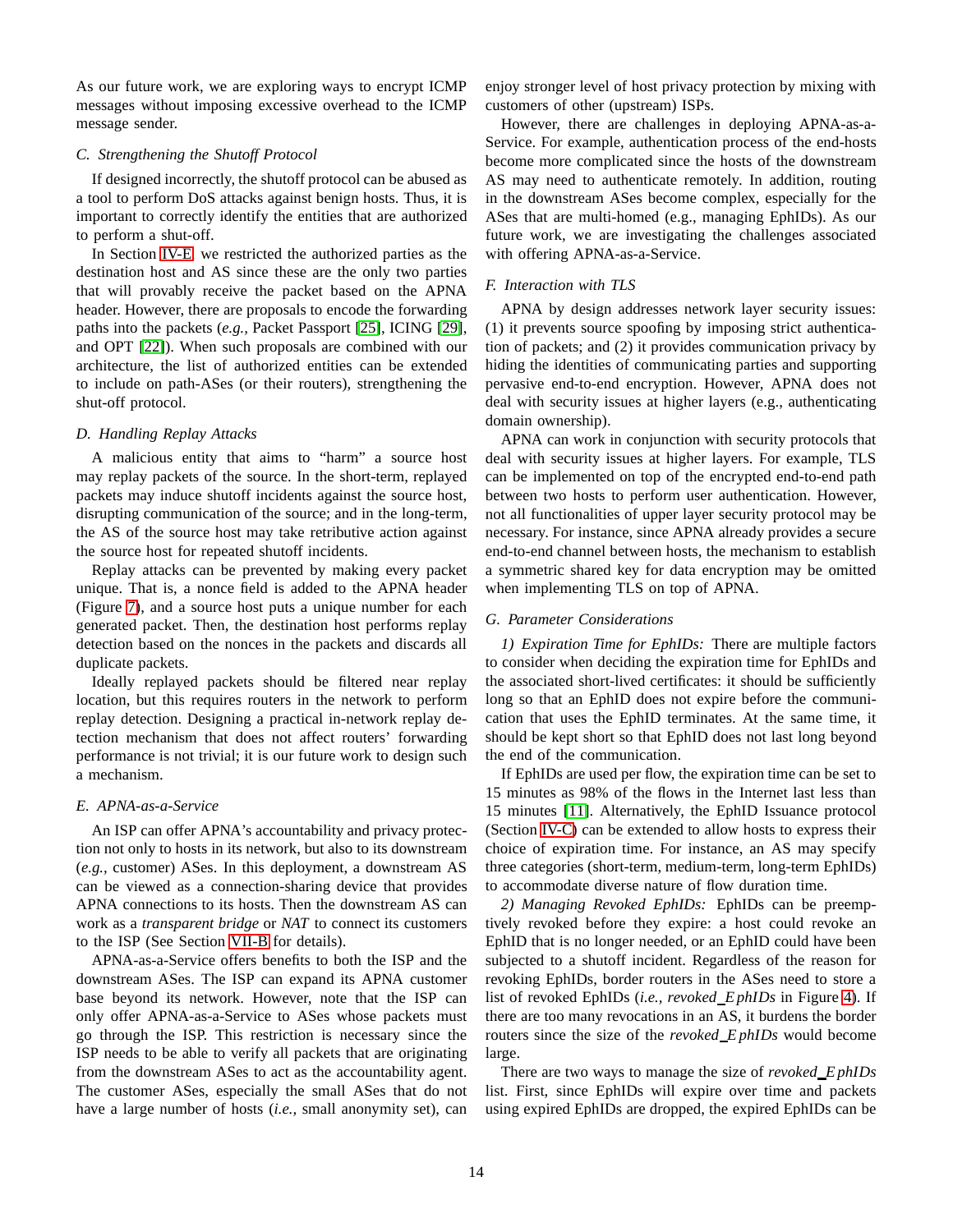As our future work, we are exploring ways to encrypt ICMP messages without imposing excessive overhead to the ICMP message sender.

### C. Strengthening the Shutoff Protocol

If designed incorrectly, the shutoff protocol can be abused as a tool to perform DoS attacks against benign hosts. Thus, it is important to correctly identify the entities that are authorized to perform a shut-off.

In Section IV-E, we restricted the authorized parties as the destination host and AS since these are the only two parties that will provably receive the packet based on the APNA header. However, there are proposals to encode the forwarding paths into the packets (*e.g.,* Packet Passport [25], ICING [29], and OPT [22]). When such proposals are combined with our architecture, the list of authorized entities can be extended to include on path-ASes (or their routers), strengthening the shut-off protocol.

### D. Handling Replay Attacks

A malicious entity that aims to "harm" a source host may replay packets of the source. In the short-term, replayed packets may induce shutoff incidents against the source host, disrupting communication of the source; and in the long-term, the AS of the source host may take retributive action against the source host for repeated shutoff incidents.

Replay attacks can be prevented by making every packet unique. That is, a nonce field is added to the APNA header (Figure 7), and a source host puts a unique number for each generated packet. Then, the destination host performs replay detection based on the nonces in the packets and discards all duplicate packets.

Ideally replayed packets should be filtered near replay location, but this requires routers in the network to perform replay detection. Designing a practical in-network replay detection mechanism that does not affect routers' forwarding performance is not trivial; it is our future work to design such a mechanism.

### E. APNA-as-a-Service

An ISP can offer APNA's accountability and privacy protection not only to hosts in its network, but also to its downstream (*e.g.,* customer) ASes. In this deployment, a downstream AS can be viewed as a connection-sharing device that provides APNA connections to its hosts. Then the downstream AS can work as a *transparent bridge* or *NAT* to connect its customers to the ISP (See Section VII-B for details).

APNA-as-a-Service offers benefits to both the ISP and the downstream ASes. The ISP can expand its APNA customer base beyond its network. However, note that the ISP can only offer APNA-as-a-Service to ASes whose packets must go through the ISP. This restriction is necessary since the ISP needs to be able to verify all packets that are originating from the downstream ASes to act as the accountability agent. The customer ASes, especially the small ASes that do not have a large number of hosts (*i.e.,* small anonymity set), can enjoy stronger level of host privacy protection by mixing with customers of other (upstream) ISPs.

However, there are challenges in deploying APNA-as-a-Service. For example, authentication process of the end-hosts become more complicated since the hosts of the downstream AS may need to authenticate remotely. In addition, routing in the downstream ASes become complex, especially for the ASes that are multi-homed (e.g., managing EphIDs). As our future work, we are investigating the challenges associated with offering APNA-as-a-Service.

### F. Interaction with TLS

APNA by design addresses network layer security issues: (1) it prevents source spoofing by imposing strict authentication of packets; and (2) it provides communication privacy by hiding the identities of communicating parties and supporting pervasive end-to-end encryption. However, APNA does not deal with security issues at higher layers (e.g., authenticating domain ownership).

APNA can work in conjunction with security protocols that deal with security issues at higher layers. For example, TLS can be implemented on top of the encrypted end-to-end path between two hosts to perform user authentication. However, not all functionalities of upper layer security protocol may be necessary. For instance, since APNA already provides a secure end-to-end channel between hosts, the mechanism to establish a symmetric shared key for data encryption may be omitted when implementing TLS on top of APNA.

### G. Parameter Considerations

*1) Expiration Time for EphIDs:* There are multiple factors to consider when deciding the expiration time for EphIDs and the associated short-lived certificates: it should be sufficiently long so that an EphID does not expire before the communication that uses the EphID terminates. At the same time, it should be kept short so that EphID does not last long beyond the end of the communication.

If EphIDs are used per flow, the expiration time can be set to 15 minutes as 98% of the flows in the Internet last less than 15 minutes [11]. Alternatively, the EphID Issuance protocol (Section IV-C) can be extended to allow hosts to express their choice of expiration time. For instance, an AS may specify three categories (short-term, medium-term, long-term EphIDs) to accommodate diverse nature of flow duration time.

*2) Managing Revoked EphIDs:* EphIDs can be preemptively revoked before they expire: a host could revoke an EphID that is no longer needed, or an EphID could have been subjected to a shutoff incident. Regardless of the reason for revoking EphIDs, border routers in the ASes need to store a list of revoked EphIDs (*i.e., revoked_EphIDs* in Figure 4). If there are too many revocations in an AS, it burdens the border routers since the size of the *revoked_EphIDs* would become large.

There are two ways to manage the size of *revoked_EphIDs* list. First, since EphIDs will expire over time and packets using expired EphIDs are dropped, the expired EphIDs can be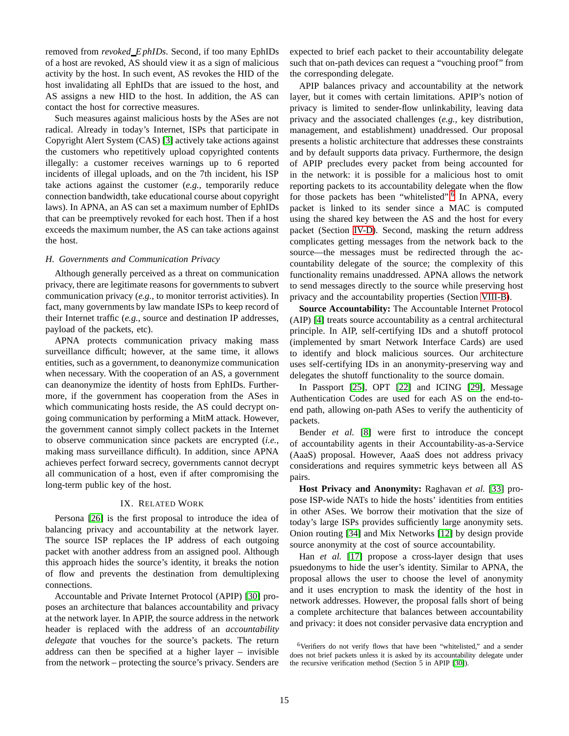removed from *revoked_EphIDs*. Second, if too many EphIDs of a host are revoked, AS should view it as a sign of malicious activity by the host. In such event, AS revokes the HID of the host invalidating all EphIDs that are issued to the host, and AS assigns a new HID to the host. In addition, the AS can contact the host for corrective measures.

Such measures against malicious hosts by the ASes are not radical. Already in today's Internet, ISPs that participate in Copyright Alert System (CAS) [3] actively take actions against the customers who repetitively upload copyrighted contents illegally: a customer receives warnings up to 6 reported incidents of illegal uploads, and on the 7th incident, his ISP take actions against the customer (*e.g.,* temporarily reduce connection bandwidth, take educational course about copyright laws). In APNA, an AS can set a maximum number of EphIDs that can be preemptively revoked for each host. Then if a host exceeds the maximum number, the AS can take actions against the host.

### H. Governments and Communication Privacy

Although generally perceived as a threat on communication privacy, there are legitimate reasons for governments to subvert communication privacy (*e.g.,* to monitor terrorist activities). In fact, many governments by law mandate ISPs to keep record of their Internet traffic (*e.g.,* source and destination IP addresses, payload of the packets, etc).

APNA protects communication privacy making mass surveillance difficult; however, at the same time, it allows entities, such as a government, to deanonymize communication when necessary. With the cooperation of an AS, a government can deanonymize the identity of hosts from EphIDs. Furthermore, if the government has cooperation from the ASes in which communicating hosts reside, the AS could decrypt ongoing communication by performing a MitM attack. However, the government cannot simply collect packets in the Internet to observe communication since packets are encrypted (*i.e.,* making mass surveillance difficult). In addition, since APNA achieves perfect forward secrecy, governments cannot decrypt all communication of a host, even if after compromising the long-term public key of the host.

## IX. Related Work

Persona [26] is the first proposal to introduce the idea of balancing privacy and accountability at the network layer. The source ISP replaces the IP address of each outgoing packet with another address from an assigned pool. Although this approach hides the source's identity, it breaks the notion of flow and prevents the destination from demultiplexing connections.

Accountable and Private Internet Protocol (APIP) [30] proposes an architecture that balances accountability and privacy at the network layer. In APIP, the source address in the network header is replaced with the address of an *accountability delegate* that vouches for the source's packets. The return address can then be specified at a higher layer – invisible from the network – protecting the source's privacy. Senders are expected to brief each packet to their accountability delegate such that on-path devices can request a "vouching proof" from the corresponding delegate.

APIP balances privacy and accountability at the network layer, but it comes with certain limitations. APIP's notion of privacy is limited to sender-flow unlinkability, leaving data privacy and the associated challenges (*e.g.,* key distribution, management, and establishment) unaddressed. Our proposal presents a holistic architecture that addresses these constraints and by default supports data privacy. Furthermore, the design of APIP precludes every packet from being accounted for in the network: it is possible for a malicious host to omit reporting packets to its accountability delegate when the flow for those packets has been "whitelisted".[6] In APNA, every packet is linked to its sender since a MAC is computed using the shared key between the AS and the host for every packet (Section IV-D). Second, masking the return address complicates getting messages from the network back to the source—the messages must be redirected through the accountability delegate of the source; the complexity of this functionality remains unaddressed. APNA allows the network to send messages directly to the source while preserving host privacy and the accountability properties (Section VIII-B).

**Source Accountability:** The Accountable Internet Protocol (AIP) [4] treats source accountability as a central architectural principle. In AIP, self-certifying IDs and a shutoff protocol (implemented by smart Network Interface Cards) are used to identify and block malicious sources. Our architecture uses self-certifying IDs in an anonymity-preserving way and delegates the shutoff functionality to the source domain.

In Passport [25], OPT [22] and ICING [29], Message Authentication Codes are used for each AS on the end-to-end path, allowing on-path ASes to verify the authenticity of packets.

Bender *et al.* [8] were first to introduce the concept of accountability agents in their Accountability-as-a-Service (AaaS) proposal. However, AaaS does not address privacy considerations and requires symmetric keys between all AS pairs.

**Host Privacy and Anonymity:** Raghavan *et al.* [33] propose ISP-wide NATs to hide the hosts' identities from entities in other ASes. We borrow their motivation that the size of today's large ISPs provides sufficiently large anonymity sets. Onion routing [34] and Mix Networks [12] by design provide source anonymity at the cost of source accountability.

Han *et al.* [17] propose a cross-layer design that uses psuedonyms to hide the user's identity. Similar to APNA, the proposal allows the user to choose the level of anonymity and it uses encryption to mask the identity of the host in network addresses. However, the proposal falls short of being a complete architecture that balances between accountability and privacy: it does not consider pervasive data encryption and

[6] Verifiers do not verify flows that have been "whitelisted," and a sender does not brief packets unless it is asked by its accountability delegate under the recursive verification method (Section 5 in APIP [30]).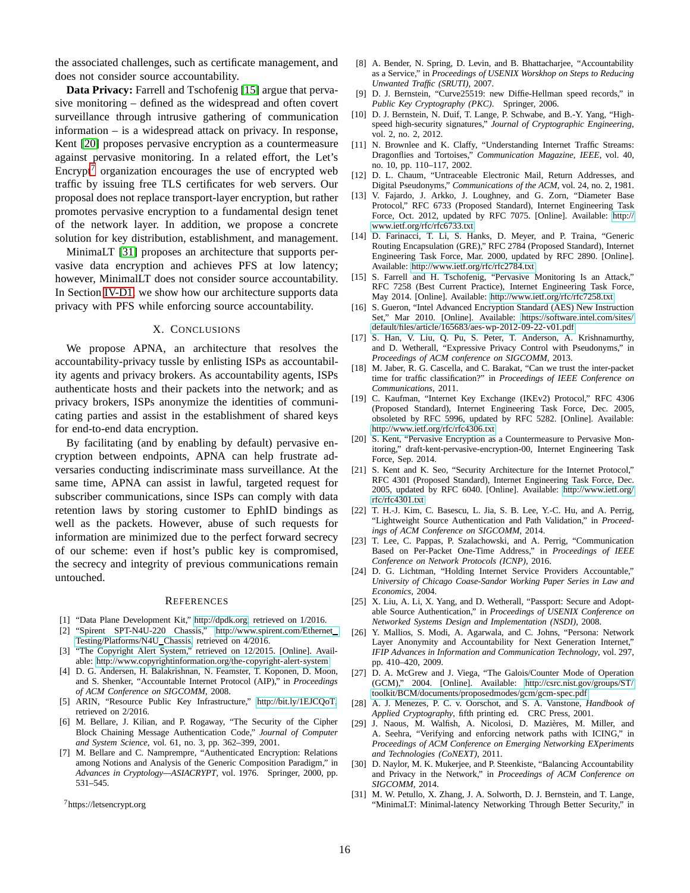the associated challenges, such as certificate management, and does not consider source accountability.

**Data Privacy:** Farrell and Tschofenig [15] argue that pervasive monitoring – defined as the widespread and often covert surveillance through intrusive gathering of communication information – is a widespread attack on privacy. In response, Kent [20] proposes pervasive encryption as a countermeasure against pervasive monitoring. In a related effort, the Let's Encrypt[7] organization encourages the use of encrypted web traffic by issuing free TLS certificates for web servers. Our proposal does not replace transport-layer encryption, but rather promotes pervasive encryption to a fundamental design tenet of the network layer. In addition, we propose a concrete solution for key distribution, establishment, and management.

MinimaLT [31] proposes an architecture that supports pervasive data encryption and achieves PFS at low latency; however, MinimalLT does not consider source accountability. In Section IV-D1, we show how our architecture supports data privacy with PFS while enforcing source accountability.

## X. Conclusions

We propose APNA, an architecture that resolves the accountability-privacy tussle by enlisting ISPs as accountability agents and privacy brokers. As accountability agents, ISPs authenticate hosts and their packets into the network; and as privacy brokers, ISPs anonymize the identities of communicating parties and assist in the establishment of shared keys for end-to-end data encryption.

By facilitating (and by enabling by default) pervasive encryption between endpoints, APNA can help frustrate adversaries conducting indiscriminate mass surveillance. At the same time, APNA can assist in lawful, targeted request for subscriber communications, since ISPs can comply with data retention laws by storing customer to EphID bindings as well as the packets. However, abuse of such requests for information are minimized due to the perfect forward secrecy of our scheme: even if host's public key is compromised, the secrecy and integrity of previous communications remain untouched.

[7] https://letsencrypt.org

## References

[1] "Data Plane Development Kit," http://dpdk.org, retrieved on 1/2016.

[2] "Spirent SPT-N4U-220 Chassis," http://www.spirent.com/Ethernet_Testing/Platforms/N4U_Chassis, retrieved on 4/2016.

[3] "The Copyright Alert System," retrieved on 12/2015. [Online]. Available: http://www.copyrightinformation.org/the-copyright-alert-system

[4] D. G. Andersen, H. Balakrishnan, N. Feamster, T. Koponen, D. Moon, and S. Shenker, "Accountable Internet Protocol (AIP)," in *Proceedings of ACM Conference on SIGCOMM*, 2008.

[5] ARIN, "Resource Public Key Infrastructure," http://bit.ly/1EJCQoT, retrieved on 2/2016.

[6] M. Bellare, J. Kilian, and P. Rogaway, "The Security of the Cipher Block Chaining Message Authentication Code," *Journal of Computer and System Science*, vol. 61, no. 3, pp. 362–399, 2001.

[7] M. Bellare and C. Namprempre, "Authenticated Encryption: Relations among Notions and Analysis of the Generic Composition Paradigm," in *Advances in Cryptology—ASIACRYPT*, vol. 1976. Springer, 2000, pp. 531–545.

[8] A. Bender, N. Spring, D. Levin, and B. Bhattacharjee, "Accountability as a Service," in *Proceedings of USENIX Worskhop on Steps to Reducing Unwanted Traffic (SRUTI)*, 2007.

[9] D. J. Bernstein, "Curve25519: new Diffie-Hellman speed records," in *Public Key Cryptography (PKC)*. Springer, 2006.

[10] D. J. Bernstein, N. Duif, T. Lange, P. Schwabe, and B.-Y. Yang, "High-speed high-security signatures," *Journal of Cryptographic Engineering*, vol. 2, no. 2, 2012.

[11] N. Brownlee and K. Claffy, "Understanding Internet Traffic Streams: Dragonflies and Tortoises," *Communication Magazine, IEEE*, vol. 40, no. 10, pp. 110–117, 2002.

[12] D. L. Chaum, "Untraceable Electronic Mail, Return Addresses, and Digital Pseudonyms," *Communications of the ACM*, vol. 24, no. 2, 1981.

[13] V. Fajardo, J. Arkko, J. Loughney, and G. Zorn, "Diameter Base Protocol," RFC 6733 (Proposed Standard), Internet Engineering Task Force, Oct. 2012, updated by RFC 7075. [Online]. Available: http://www.ietf.org/rfc/rfc6733.txt

[14] D. Farinacci, T. Li, S. Hanks, D. Meyer, and P. Traina, "Generic Routing Encapsulation (GRE)," RFC 2784 (Proposed Standard), Internet Engineering Task Force, Mar. 2000, updated by RFC 2890. [Online]. Available: http://www.ietf.org/rfc/rfc2784.txt

[15] S. Farrell and H. Tschofenig, "Pervasive Monitoring Is an Attack," RFC 7258 (Best Current Practice), Internet Engineering Task Force, May 2014. [Online]. Available: http://www.ietf.org/rfc/rfc7258.txt

[16] S. Gueron, "Intel Advanced Encryption Standard (AES) New Instruction Set," Mar 2010. [Online]. Available: https://software.intel.com/sites/default/files/article/165683/aes-wp-2012-09-22-v01.pdf

[17] S. Han, V. Liu, Q. Pu, S. Peter, T. Anderson, A. Krishnamurthy, and D. Wetherall, "Expressive Privacy Control with Pseudonyms," in *Proceedings of ACM conference on SIGCOMM*, 2013.

[18] M. Jaber, R. G. Cascella, and C. Barakat, "Can we trust the inter-packet time for traffic classification?" in *Proceedings of IEEE Conference on Communications*, 2011.

[19] C. Kaufman, "Internet Key Exchange (IKEv2) Protocol," RFC 4306 (Proposed Standard), Internet Engineering Task Force, Dec. 2005, obsoleted by RFC 5996, updated by RFC 5282. [Online]. Available: http://www.ietf.org/rfc/rfc4306.txt

[20] S. Kent, "Pervasive Encryption as a Countermeasure to Pervasive Monitoring," draft-kent-pervasive-encryption-00, Internet Engineering Task Force, Sep. 2014.

[21] S. Kent and K. Seo, "Security Architecture for the Internet Protocol," RFC 4301 (Proposed Standard), Internet Engineering Task Force, Dec. 2005, updated by RFC 6040. [Online]. Available: http://www.ietf.org/rfc/rfc4301.txt

[22] T. H.-J. Kim, C. Basescu, L. Jia, S. B. Lee, Y.-C. Hu, and A. Perrig, "Lightweight Source Authentication and Path Validation," in *Proceedings of ACM Conference on SIGCOMM*, 2014.

[23] T. Lee, C. Pappas, P. Szalachowski, and A. Perrig, "Communication Based on Per-Packet One-Time Address," in *Proceedings of IEEE Conference on Network Protocols (ICNP)*, 2016.

[24] D. G. Lichtman, "Holding Internet Service Providers Accountable," *University of Chicago Coase-Sandor Working Paper Series in Law and Economics*, 2004.

[25] X. Liu, A. Li, X. Yang, and D. Wetherall, "Passport: Secure and Adoptable Source Authentication," in *Proceedings of USENIX Conference on Networked Systems Design and Implementation (NSDI)*, 2008.

[26] Y. Mallios, S. Modi, A. Agarwala, and C. Johns, "Persona: Network Layer Anonymity and Accountability for Next Generation Internet," *IFIP Advances in Information and Communication Technology*, vol. 297, pp. 410–420, 2009.

[27] D. A. McGrew and J. Viega, "The Galois/Counter Mode of Operation (GCM)," 2004. [Online]. Available: http://csrc.nist.gov/groups/ST/toolkit/BCM/documents/proposedmodes/gcm/gcm-spec.pdf

[28] A. J. Menezes, P. C. v. Oorschot, and S. A. Vanstone, *Handbook of Applied Cryptography*, fifth printing ed. CRC Press, 2001.

[29] J. Naous, M. Walfish, A. Nicolosi, D. Mazières, M. Miller, and A. Seehra, "Verifying and enforcing network paths with ICING," in *Proceedings of ACM Conference on Emerging Networking EXperiments and Technologies (CoNEXT)*, 2011.

[30] D. Naylor, M. K. Mukerjee, and P. Steenkiste, "Balancing Accountability and Privacy in the Network," in *Proceedings of ACM Conference on SIGCOMM*, 2014.

[31] M. W. Petullo, X. Zhang, J. A. Solworth, D. J. Bernstein, and T. Lange, "MinimaLT: Minimal-latency Networking Through Better Security," in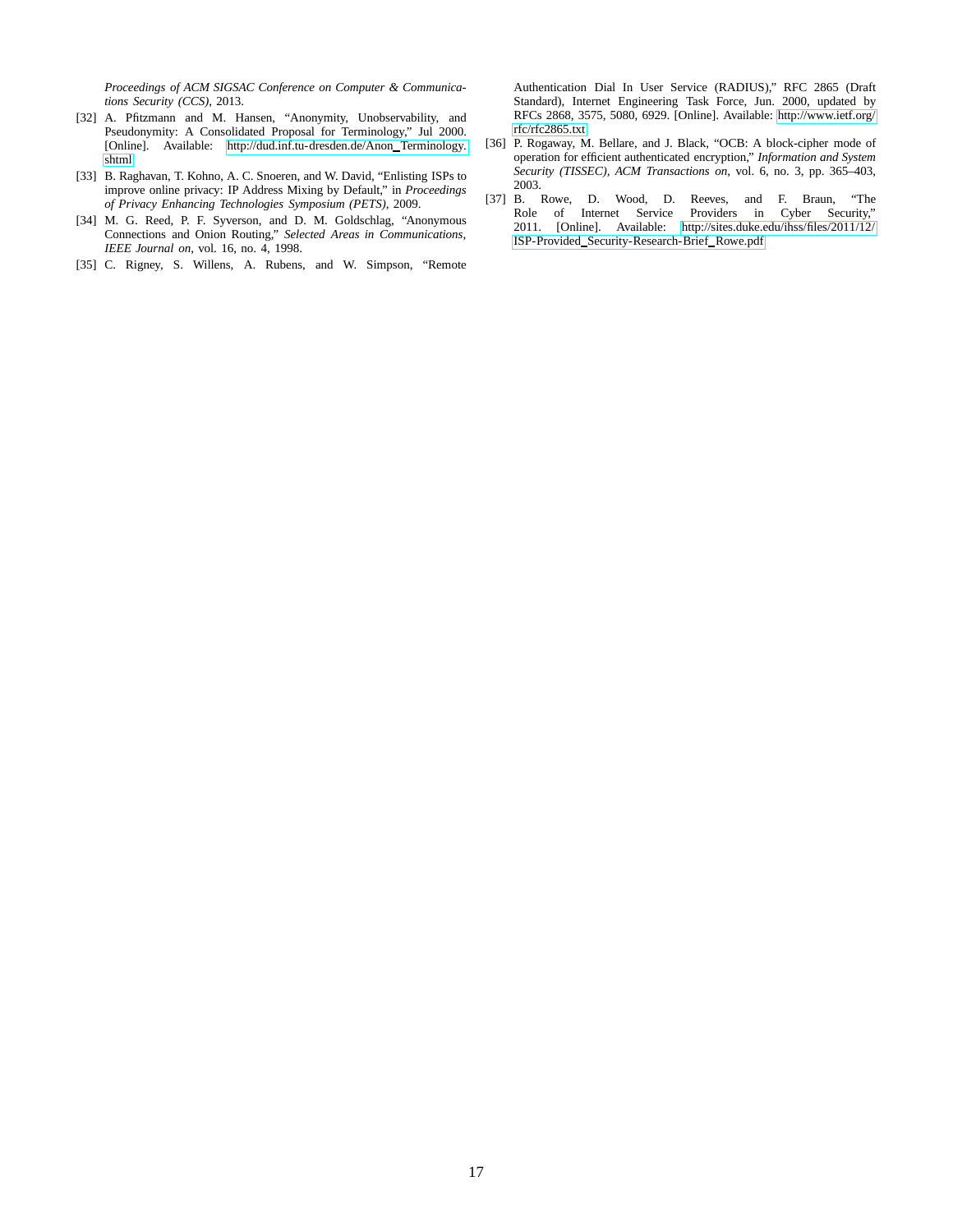*Proceedings of ACM SIGSAC Conference on Computer & Communications Security (CCS)*, 2013.

[32] A. Pfitzmann and M. Hansen, "Anonymity, Unobservability, and Pseudonymity: A Consolidated Proposal for Terminology," Jul 2000. [Online]. Available: http://dud.inf.tu-dresden.de/Anon_Terminology.shtml

[33] B. Raghavan, T. Kohno, A. C. Snoeren, and W. David, "Enlisting ISPs to improve online privacy: IP Address Mixing by Default," in *Proceedings of Privacy Enhancing Technologies Symposium (PETS)*, 2009.

[34] M. G. Reed, P. F. Syverson, and D. M. Goldschlag, "Anonymous Connections and Onion Routing," *Selected Areas in Communications, IEEE Journal on*, vol. 16, no. 4, 1998.

[35] C. Rigney, S. Willens, A. Rubens, and W. Simpson, "Remote Authentication Dial In User Service (RADIUS)," RFC 2865 (Draft Standard), Internet Engineering Task Force, Jun. 2000, updated by RFCs 2868, 3575, 5080, 6929. [Online]. Available: http://www.ietf.org/rfc/rfc2865.txt

[36] P. Rogaway, M. Bellare, and J. Black, "OCB: A block-cipher mode of operation for efficient authenticated encryption," *Information and System Security (TISSEC), ACM Transactions on*, vol. 6, no. 3, pp. 365–403, 2003.

[37] B. Rowe, D. Wood, D. Reeves, and F. Braun, "The Role of Internet Service Providers in Cyber Security," 2011. [Online]. Available: http://sites.duke.edu/ihss/files/2011/12/ISP-Provided_Security-Research-Brief_Rowe.pdf